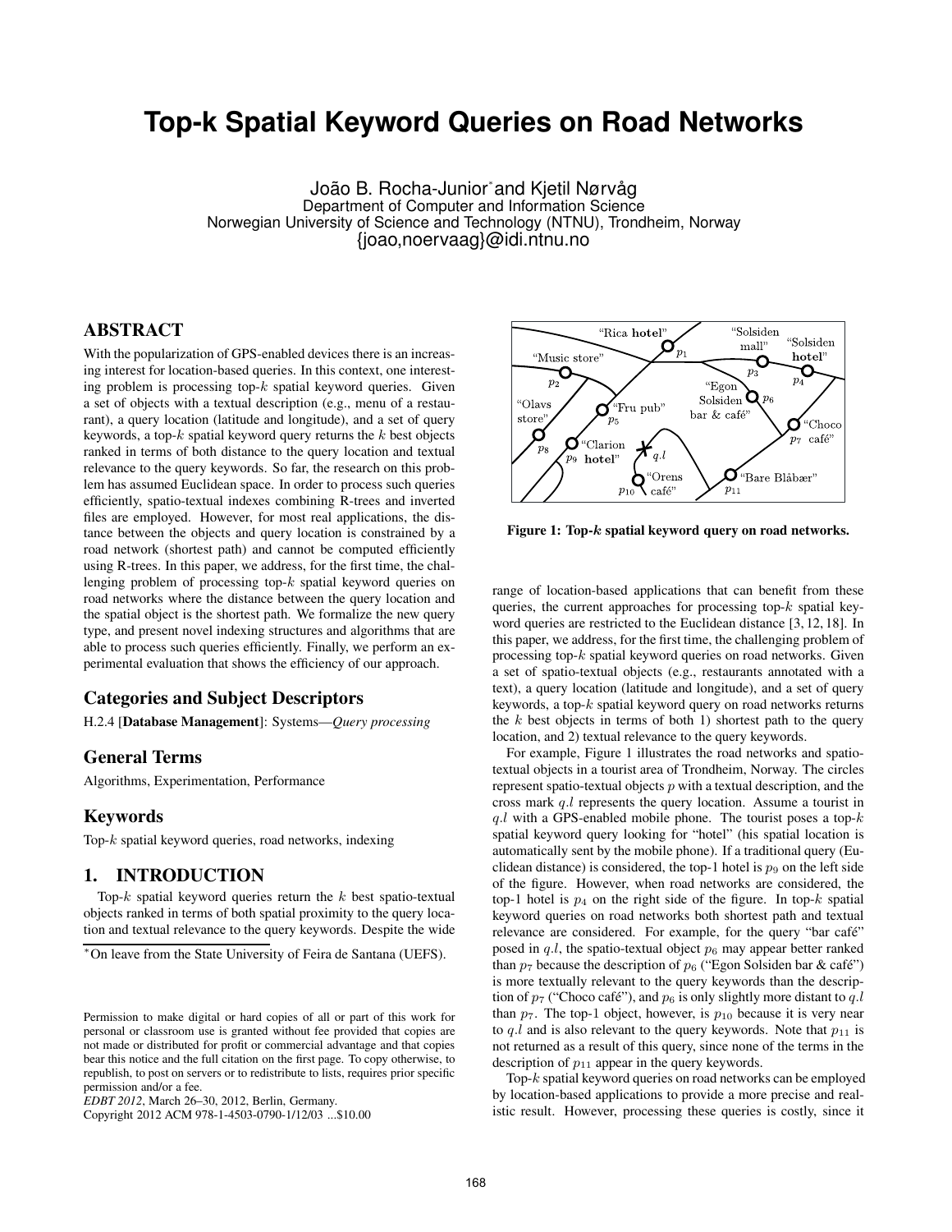# Top-k Spatial Keyword Queries on Road Networks

João B. Rocha-Junior* and Kjetil Nørvåg
Department of Computer and Information Science
Norwegian University of Science and Technology (NTNU), Trondheim, Norway
{joao,noervaag}@idi.ntnu.no

## ABSTRACT

With the popularization of GPS-enabled devices there is an increasing interest for location-based queries. In this context, one interesting problem is processing top-$k$ spatial keyword queries. Given a set of objects with a textual description (e.g., menu of a restaurant), a query location (latitude and longitude), and a set of query keywords, a top-$k$ spatial keyword query returns the $k$ best objects ranked in terms of both distance to the query location and textual relevance to the query keywords. So far, the research on this problem has assumed Euclidean space. In order to process such queries efficiently, spatio-textual indexes combining R-trees and inverted files are employed. However, for most real applications, the distance between the objects and query location is constrained by a road network (shortest path) and cannot be computed efficiently using R-trees. In this paper, we address, for the first time, the challenging problem of processing top-$k$ spatial keyword queries on road networks where the distance between the query location and the spatial object is the shortest path. We formalize the new query type, and present novel indexing structures and algorithms that are able to process such queries efficiently. Finally, we perform an experimental evaluation that shows the efficiency of our approach.

## Categories and Subject Descriptors

H.2.4 [**Database Management**]: Systems—*Query processing*

## General Terms

Algorithms, Experimentation, Performance

## Keywords

Top-$k$ spatial keyword queries, road networks, indexing

## 1. INTRODUCTION

Top-$k$ spatial keyword queries return the $k$ best spatio-textual objects ranked in terms of both spatial proximity to the query location and textual relevance to the query keywords. Despite the wide range of location-based applications that can benefit from these queries, the current approaches for processing top-$k$ spatial keyword queries are restricted to the Euclidean distance [3, 12, 18]. In this paper, we address, for the first time, the challenging problem of processing top-$k$ spatial keyword queries on road networks. Given a set of spatio-textual objects (e.g., restaurants annotated with a text), a query location (latitude and longitude), and a set of query keywords, a top-$k$ spatial keyword query on road networks returns the $k$ best objects in terms of both 1) shortest path to the query location, and 2) textual relevance to the query keywords.

"Rica **hotel**"
$p_1$
"Solsiden mall"
$p_3$
"Solsiden **hotel**"
$p_4$
"Music store"
$p_2$
"Egon Solsiden bar & café"
$p_6$
"Olavs store"
$p_8$
"Fru pub"
$p_5$
"Choco café"
$p_7$
"Clarion **hotel**"
$p_9$
$q.l$
"Orens café"
$p_{10}$
"Bare Blåbær"
$p_{11}$

**Figure 1: Top-$k$ spatial keyword query on road networks.**

For example, Figure 1 illustrates the road networks and spatio-textual objects in a tourist area of Trondheim, Norway. The circles represent spatio-textual objects $p$ with a textual description, and the cross mark $q.l$ represents the query location. Assume a tourist in $q.l$ with a GPS-enabled mobile phone. The tourist poses a top-$k$ spatial keyword query looking for "hotel" (his spatial location is automatically sent by the mobile phone). If a traditional query (Euclidean distance) is considered, the top-1 hotel is $p_9$ on the left side of the figure. However, when road networks are considered, the top-1 hotel is $p_4$ on the right side of the figure. In top-$k$ spatial keyword queries on road networks both shortest path and textual relevance are considered. For example, for the query "bar café" posed in $q.l$, the spatio-textual object $p_6$ may appear better ranked than $p_7$ because the description of $p_6$ ("Egon Solsiden bar & café") is more textually relevant to the query keywords than the description of $p_7$ ("Choco café"), and $p_6$ is only slightly more distant to $q.l$ than $p_7$. The top-1 object, however, is $p_{10}$ because it is very near to $q.l$ and is also relevant to the query keywords. Note that $p_{11}$ is not returned as a result of this query, since none of the terms in the description of $p_{11}$ appear in the query keywords.

Top-$k$ spatial keyword queries on road networks can be employed by location-based applications to provide a more precise and realistic result. However, processing these queries is costly, since it

*On leave from the State University of Feira de Santana (UEFS).

Permission to make digital or hard copies of all or part of this work for personal or classroom use is granted without fee provided that copies are not made or distributed for profit or commercial advantage and that copies bear this notice and the full citation on the first page. To copy otherwise, to republish, to post on servers or to redistribute to lists, requires prior specific permission and/or a fee.
*EDBT 2012*, March 26–30, 2012, Berlin, Germany.
Copyright 2012 ACM 978-1-4503-0790-1/12/03 ...$10.00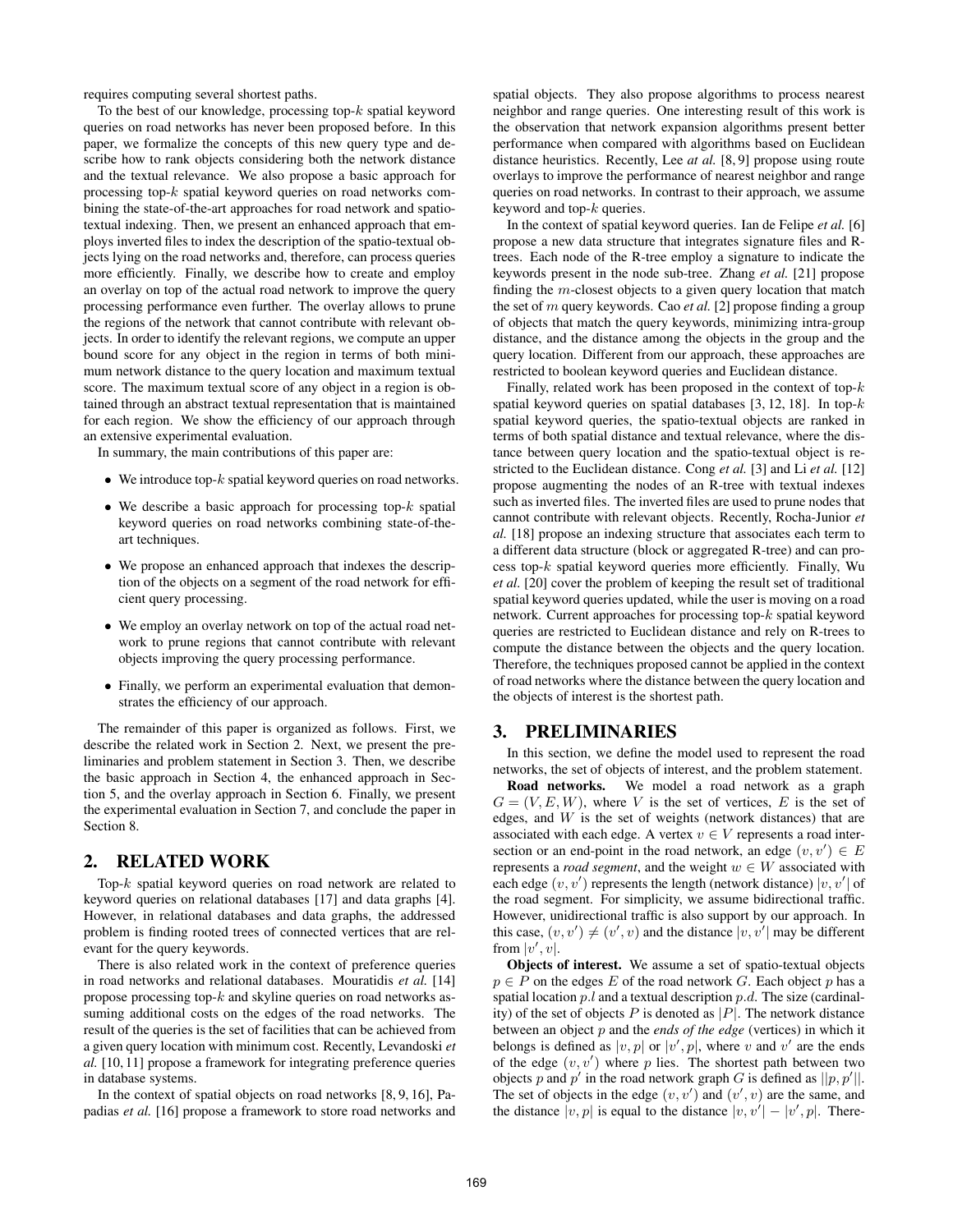requires computing several shortest paths.

To the best of our knowledge, processing top-$k$ spatial keyword queries on road networks has never been proposed before. In this paper, we formalize the concepts of this new query type and describe how to rank objects considering both the network distance and the textual relevance. We also propose a basic approach for processing top-$k$ spatial keyword queries on road networks combining the state-of-the-art approaches for road network and spatio-textual indexing. Then, we present an enhanced approach that employs inverted files to index the description of the spatio-textual objects lying on the road networks and, therefore, can process queries more efficiently. Finally, we describe how to create and employ an overlay on top of the actual road network to improve the query processing performance even further. The overlay allows to prune the regions of the network that cannot contribute with relevant objects. In order to identify the relevant regions, we compute an upper bound score for any object in the region in terms of both minimum network distance to the query location and maximum textual score. The maximum textual score of any object in a region is obtained through an abstract textual representation that is maintained for each region. We show the efficiency of our approach through an extensive experimental evaluation.

In summary, the main contributions of this paper are:

- We introduce top-$k$ spatial keyword queries on road networks.
- We describe a basic approach for processing top-$k$ spatial keyword queries on road networks combining state-of-the-art techniques.
- We propose an enhanced approach that indexes the description of the objects on a segment of the road network for efficient query processing.
- We employ an overlay network on top of the actual road network to prune regions that cannot contribute with relevant objects improving the query processing performance.
- Finally, we perform an experimental evaluation that demonstrates the efficiency of our approach.

The remainder of this paper is organized as follows. First, we describe the related work in Section 2. Next, we present the preliminaries and problem statement in Section 3. Then, we describe the basic approach in Section 4, the enhanced approach in Section 5, and the overlay approach in Section 6. Finally, we present the experimental evaluation in Section 7, and conclude the paper in Section 8.

## 2. RELATED WORK

Top-$k$ spatial keyword queries on road network are related to keyword queries on relational databases [17] and data graphs [4]. However, in relational databases and data graphs, the addressed problem is finding rooted trees of connected vertices that are relevant for the query keywords.

There is also related work in the context of preference queries in road networks and relational databases. Mouratidis *et al.* [14] propose processing top-$k$ and skyline queries on road networks assuming additional costs on the edges of the road networks. The result of the queries is the set of facilities that can be achieved from a given query location with minimum cost. Recently, Levandoski *et al.* [10, 11] propose a framework for integrating preference queries in database systems.

In the context of spatial objects on road networks [8, 9, 16], Papadias *et al.* [16] propose a framework to store road networks and spatial objects. They also propose algorithms to process nearest neighbor and range queries. One interesting result of this work is the observation that network expansion algorithms present better performance when compared with algorithms based on Euclidean distance heuristics. Recently, Lee *at al.* [8, 9] propose using route overlays to improve the performance of nearest neighbor and range queries on road networks. In contrast to their approach, we assume keyword and top-$k$ queries.

In the context of spatial keyword queries. Ian de Felipe *et al.* [6] propose a new data structure that integrates signature files and R-trees. Each node of the R-tree employ a signature to indicate the keywords present in the node sub-tree. Zhang *et al.* [21] propose finding the $m$-closest objects to a given query location that match the set of $m$ query keywords. Cao *et al.* [2] propose finding a group of objects that match the query keywords, minimizing intra-group distance, and the distance among the objects in the group and the query location. Different from our approach, these approaches are restricted to boolean keyword queries and Euclidean distance.

Finally, related work has been proposed in the context of top-$k$ spatial keyword queries on spatial databases [3, 12, 18]. In top-$k$ spatial keyword queries, the spatio-textual objects are ranked in terms of both spatial distance and textual relevance, where the distance between query location and the spatio-textual object is restricted to the Euclidean distance. Cong *et al.* [3] and Li *et al.* [12] propose augmenting the nodes of an R-tree with textual indexes such as inverted files. The inverted files are used to prune nodes that cannot contribute with relevant objects. Recently, Rocha-Junior *et al.* [18] propose an indexing structure that associates each term to a different data structure (block or aggregated R-tree) and can process top-$k$ spatial keyword queries more efficiently. Finally, Wu *et al.* [20] cover the problem of keeping the result set of traditional spatial keyword queries updated, while the user is moving on a road network. Current approaches for processing top-$k$ spatial keyword queries are restricted to Euclidean distance and rely on R-trees to compute the distance between the objects and the query location. Therefore, the techniques proposed cannot be applied in the context of road networks where the distance between the query location and the objects of interest is the shortest path.

## 3. PRELIMINARIES

In this section, we define the model used to represent the road networks, the set of objects of interest, and the problem statement.

**Road networks.** We model a road network as a graph $G = (V, E, W)$, where $V$ is the set of vertices, $E$ is the set of edges, and $W$ is the set of weights (network distances) that are associated with each edge. A vertex $v \in V$ represents a road intersection or an end-point in the road network, an edge $(v, v') \in E$ represents a *road segment*, and the weight $w \in W$ associated with each edge $(v, v')$ represents the length (network distance) $|v, v'|$ of the road segment. For simplicity, we assume bidirectional traffic. However, unidirectional traffic is also support by our approach. In this case, $(v, v') \neq (v', v)$ and the distance $|v, v'|$ may be different from $|v', v|$.

**Objects of interest.** We assume a set of spatio-textual objects $p \in P$ on the edges $E$ of the road network $G$. Each object $p$ has a spatial location $p.l$ and a textual description $p.d$. The size (cardinality) of the set of objects $P$ is denoted as $|P|$. The network distance between an object $p$ and the *ends of the edge* (vertices) in which it belongs is defined as $|v, p|$ or $|v', p|$, where $v$ and $v'$ are the ends of the edge $(v, v')$ where $p$ lies. The shortest path between two objects $p$ and $p'$ in the road network graph $G$ is defined as $||p, p'||$. The set of objects in the edge $(v, v')$ and $(v', v)$ are the same, and the distance $|v, p|$ is equal to the distance $|v, v'| - |v', p|$. There-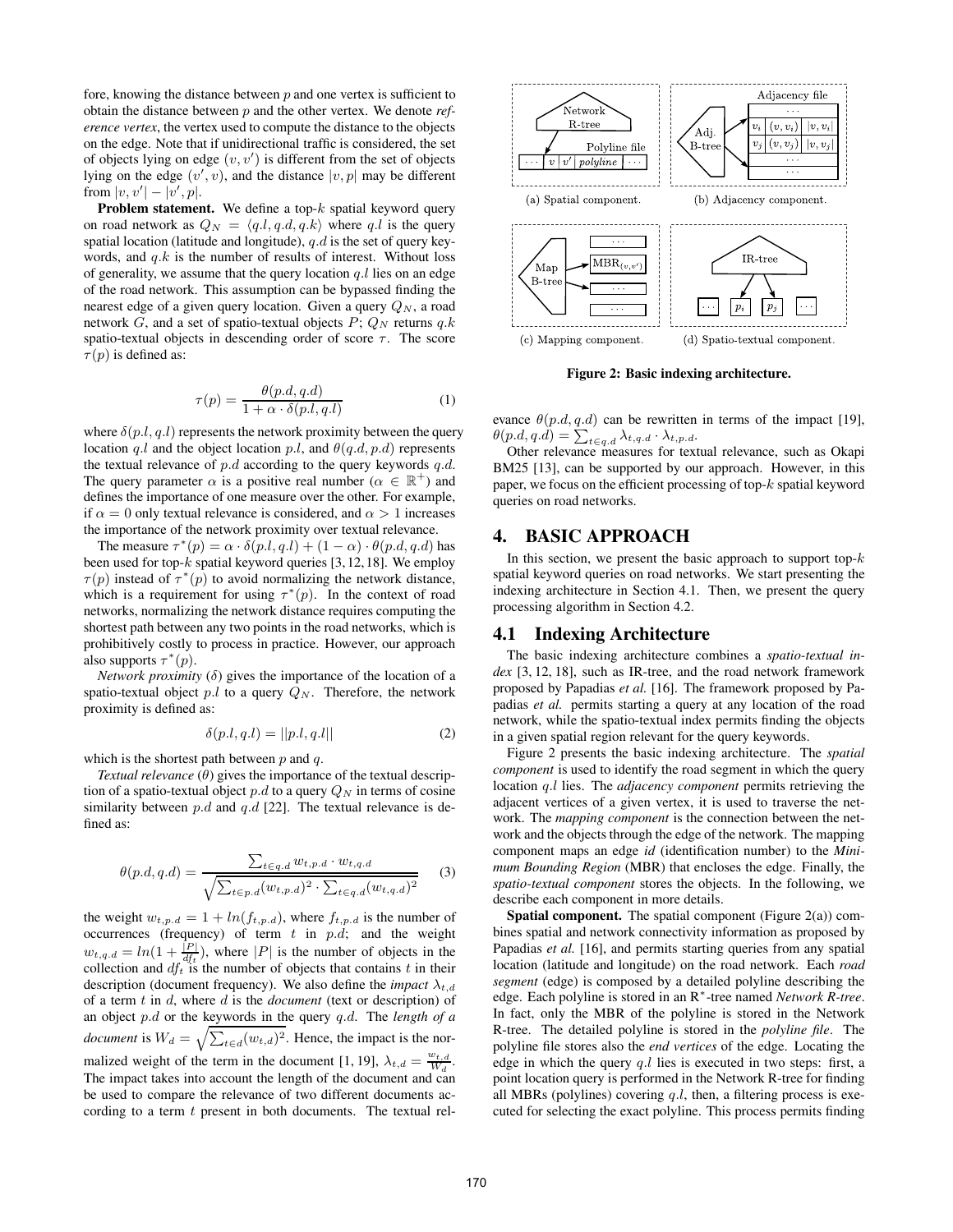fore, knowing the distance between $p$ and one vertex is sufficient to obtain the distance between $p$ and the other vertex. We denote *reference vertex*, the vertex used to compute the distance to the objects on the edge. Note that if unidirectional traffic is considered, the set of objects lying on edge $(v, v')$ is different from the set of objects lying on the edge $(v', v)$, and the distance $|v, p|$ may be different from $|v, v'| - |v', p|$.

**Problem statement.** We define a top-$k$ spatial keyword query on road network as $Q_N = \langle q.l, q.d, q.k \rangle$ where $q.l$ is the query spatial location (latitude and longitude), $q.d$ is the set of query keywords, and $q.k$ is the number of results of interest. Without loss of generality, we assume that the query location $q.l$ lies on an edge of the road network. This assumption can be bypassed finding the nearest edge of a given query location. Given a query $Q_N$, a road network $G$, and a set of spatio-textual objects $P$; $Q_N$ returns $q.k$ spatio-textual objects in descending order of score $\tau$. The score $\tau(p)$ is defined as:

$$\tau(p) = \frac{\theta(p.d, q.d)}{1 + \alpha \cdot \delta(p.l, q.l)} \tag{1}$$

where $\delta(p.l, q.l)$ represents the network proximity between the query location $q.l$ and the object location $p.l$, and $\theta(q.d, p.d)$ represents the textual relevance of $p.d$ according to the query keywords $q.d$. The query parameter $\alpha$ is a positive real number ($\alpha \in \mathbb{R}^+$) and defines the importance of one measure over the other. For example, if $\alpha = 0$ only textual relevance is considered, and $\alpha > 1$ increases the importance of the network proximity over textual relevance.

The measure $\tau^*(p) = \alpha \cdot \delta(p.l, q.l) + (1 - \alpha) \cdot \theta(p.d, q.d)$ has been used for top-$k$ spatial keyword queries [3, 12, 18]. We employ $\tau(p)$ instead of $\tau^*(p)$ to avoid normalizing the network distance, which is a requirement for using $\tau^*(p)$. In the context of road networks, normalizing the network distance requires computing the shortest path between any two points in the road networks, which is prohibitively costly to process in practice. However, our approach also supports $\tau^*(p)$.

*Network proximity* ($\delta$) gives the importance of the location of a spatio-textual object $p.l$ to a query $Q_N$. Therefore, the network proximity is defined as:

$$\delta(p.l, q.l) = ||p.l, q.l|| \tag{2}$$

which is the shortest path between $p$ and $q$.

*Textual relevance* ($\theta$) gives the importance of the textual description of a spatio-textual object $p.d$ to a query $Q_N$ in terms of cosine similarity between $p.d$ and $q.d$ [22]. The textual relevance is defined as:

$$\theta(p.d, q.d) = \frac{\sum_{t \in q.d} w_{t,p.d} \cdot w_{t,q.d}}{\sqrt{\sum_{t \in p.d}(w_{t,p.d})^2 \cdot \sum_{t \in q.d}(w_{t,q.d})^2}} \tag{3}$$

the weight $w_{t,p.d} = 1 + ln(f_{t,p.d})$, where $f_{t,p.d}$ is the number of occurrences (frequency) of term $t$ in $p.d$; and the weight $w_{t,q.d} = ln(1 + \frac{|P|}{df_t})$, where $|P|$ is the number of objects in the collection and $df_t$ is the number of objects that contains $t$ in their description (document frequency). We also define the *impact* $\lambda_{t,d}$ of a term $t$ in $d$, where $d$ is the *document* (text or description) of an object $p.d$ or the keywords in the query $q.d$. The *length of a document* is $W_d = \sqrt{\sum_{t \in d}(w_{t,d})^2}$. Hence, the impact is the normalized weight of the term in the document [1, 19], $\lambda_{t,d} = \frac{w_{t,d}}{W_d}$. The impact takes into account the length of the document and can be used to compare the relevance of two different documents according to a term $t$ present in both documents. The textual relevance $\theta(p.d, q.d)$ can be rewritten in terms of the impact [19], $\theta(p.d, q.d) = \sum_{t \in q.d} \lambda_{t,q.d} \cdot \lambda_{t,p.d}$.

Other relevance measures for textual relevance, such as Okapi BM25 [13], can be supported by our approach. However, in this paper, we focus on the efficient processing of top-$k$ spatial keyword queries on road networks.

(a) Spatial component. (b) Adjacency component. (c) Mapping component. (d) Spatio-textual component.

**Figure 2: Basic indexing architecture.**

## 4. BASIC APPROACH

In this section, we present the basic approach to support top-$k$ spatial keyword queries on road networks. We start presenting the indexing architecture in Section 4.1. Then, we present the query processing algorithm in Section 4.2.

### 4.1 Indexing Architecture

The basic indexing architecture combines a *spatio-textual index* [3, 12, 18], such as IR-tree, and the road network framework proposed by Papadias *et al.* [16]. The framework proposed by Papadias *et al.* permits starting a query at any location of the road network, while the spatio-textual index permits finding the objects in a given spatial region relevant for the query keywords.

Figure 2 presents the basic indexing architecture. The *spatial component* is used to identify the road segment in which the query location $q.l$ lies. The *adjacency component* permits retrieving the adjacent vertices of a given vertex, it is used to traverse the network. The *mapping component* is the connection between the network and the objects through the edge of the network. The mapping component maps an edge *id* (identification number) to the *Minimum Bounding Region* (MBR) that encloses the edge. Finally, the *spatio-textual component* stores the objects. In the following, we describe each component in more details.

**Spatial component.** The spatial component (Figure 2(a)) combines spatial and network connectivity information as proposed by Papadias *et al.* [16], and permits starting queries from any spatial location (latitude and longitude) on the road network. Each *road segment* (edge) is composed by a detailed polyline describing the edge. Each polyline is stored in an R*-tree named *Network R-tree*. In fact, only the MBR of the polyline is stored in the Network R-tree. The detailed polyline is stored in the *polyline file*. The polyline file stores also the *end vertices* of the edge. Locating the edge in which the query $q.l$ lies is executed in two steps: first, a point location query is performed in the Network R-tree for finding all MBRs (polylines) covering $q.l$, then, a filtering process is executed for selecting the exact polyline. This process permits finding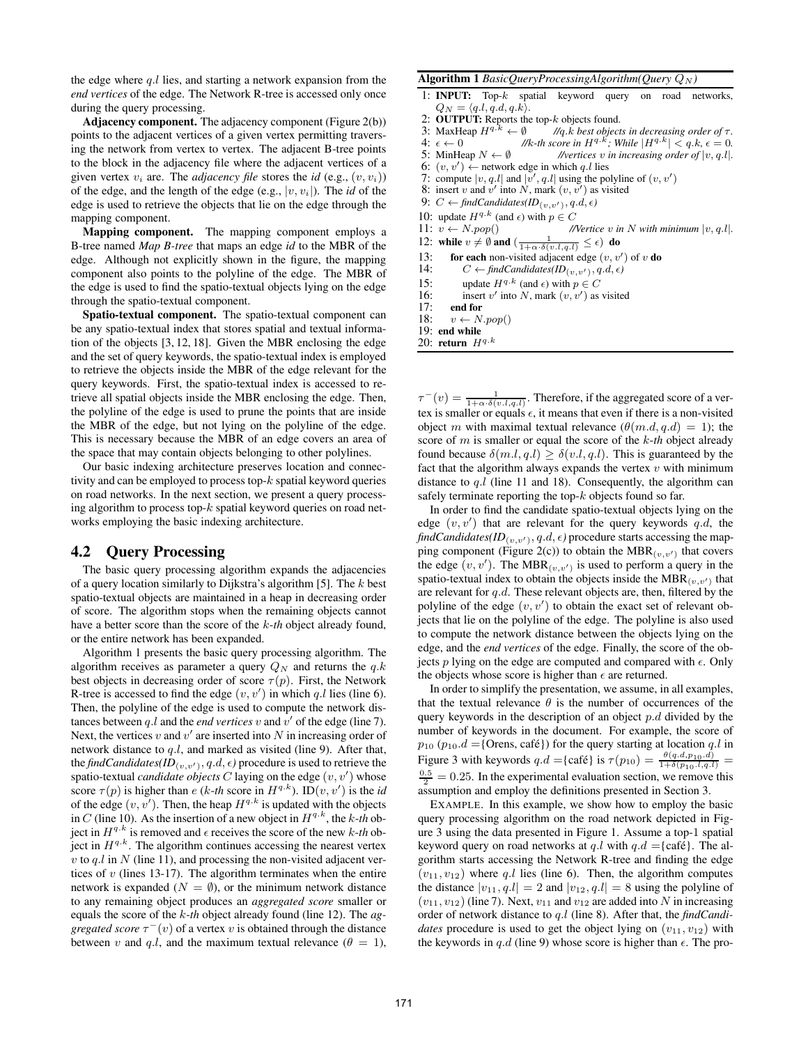the edge where $q.l$ lies, and starting a network expansion from the *end vertices* of the edge. The Network R-tree is accessed only once during the query processing.

**Adjacency component.** The adjacency component (Figure 2(b)) points to the adjacent vertices of a given vertex permitting traversing the network from vertex to vertex. The adjacent B-tree points to the block in the adjacency file where the adjacent vertices of a given vertex $v_i$ are. The *adjacency file* stores the *id* (e.g., $(v, v_i)$) of the edge, and the length of the edge (e.g., $|v, v_i|$). The *id* of the edge is used to retrieve the objects that lie on the edge through the mapping component.

**Mapping component.** The mapping component employs a B-tree named *Map B-tree* that maps an edge *id* to the MBR of the edge. Although not explicitly shown in the figure, the mapping component also points to the polyline of the edge. The MBR of the edge is used to find the spatio-textual objects lying on the edge through the spatio-textual component.

**Spatio-textual component.** The spatio-textual component can be any spatio-textual index that stores spatial and textual information of the objects [3, 12, 18]. Given the MBR enclosing the edge and the set of query keywords, the spatio-textual index is employed to retrieve the objects inside the MBR of the edge relevant for the query keywords. First, the spatio-textual index is accessed to retrieve all spatial objects inside the MBR enclosing the edge. Then, the polyline of the edge is used to prune the points that are inside the MBR of the edge, but not lying on the polyline of the edge. This is necessary because the MBR of an edge covers an area of the space that may contain objects belonging to other polylines.

Our basic indexing architecture preserves location and connectivity and can be employed to process top-$k$ spatial keyword queries on road networks. In the next section, we present a query processing algorithm to process top-$k$ spatial keyword queries on road networks employing the basic indexing architecture.

## 4.2 Query Processing

The basic query processing algorithm expands the adjacencies of a query location similarly to Dijkstra's algorithm [5]. The $k$ best spatio-textual objects are maintained in a heap in decreasing order of score. The algorithm stops when the remaining objects cannot have a better score than the score of the $k$-*th* object already found, or the entire network has been expanded.

Algorithm 1 presents the basic query processing algorithm. The algorithm receives as parameter a query $Q_N$ and returns the $q.k$ best objects in decreasing order of score $\tau(p)$. First, the Network R-tree is accessed to find the edge $(v, v')$ in which $q.l$ lies (line 6). Then, the polyline of the edge is used to compute the network distances between $q.l$ and the *end vertices* $v$ and $v'$ of the edge (line 7). Next, the vertices $v$ and $v'$ are inserted into $N$ in increasing order of network distance to $q.l$, and marked as visited (line 9). After that, the *findCandidates(ID*$_{(v,v')}$*, $q.d, \epsilon$)* procedure is used to retrieve the spatio-textual *candidate objects* $C$ laying on the edge $(v, v')$ whose score $\tau(p)$ is higher than $e$ ($k$-*th* score in $H^{q.k}$). ID$(v, v')$ is the *id* of the edge $(v, v')$. Then, the heap $H^{q.k}$ is updated with the objects in $C$ (line 10). As the insertion of a new object in $H^{q.k}$, the $k$-*th* object in $H^{q.k}$ is removed and $\epsilon$ receives the score of the new $k$-*th* object in $H^{q.k}$. The algorithm continues accessing the nearest vertex $v$ to $q.l$ in $N$ (line 11), and processing the non-visited adjacent vertices of $v$ (lines 13-17). The algorithm terminates when the entire network is expanded ($N = \emptyset$), or the minimum network distance to any remaining object produces an *aggregated score* smaller or equals the score of the $k$-*th* object already found (line 12). The *aggregated score* $\tau^-(v)$ of a vertex $v$ is obtained through the distance between $v$ and $q.l$, and the maximum textual relevance ($\theta = 1$),

**Algorithm 1** *BasicQueryProcessingAlgorithm(Query $Q_N$)*

```
1: INPUT: Top-k spatial keyword query on road networks, Q_N = ⟨q.l, q.d, q.k⟩.
2: OUTPUT: Reports the top-k objects found.
3: MaxHeap H^{q.k} ← ∅        //q.k best objects in decreasing order of τ.
4: ε ← 0                      //k-th score in H^{q.k}; While |H^{q.k}| < q.k, ε = 0.
5: MinHeap N ← ∅              //vertices v in increasing order of |v, q.l|.
6: (v, v') ← network edge in which q.l lies
7: compute |v, q.l| and |v', q.l| using the polyline of (v, v')
8: insert v and v' into N, mark (v, v') as visited
9: C ← findCandidates(ID_(v,v'), q.d, ε)
10: update H^{q.k} (and ε) with p ∈ C
11: v ← N.pop()               //Vertice v in N with minimum |v, q.l|.
12: while v ≠ ∅ and (1/(1+α·δ(v.l,q.l)) ≤ ε) do
13:     for each non-visited adjacent edge (v, v') of v do
14:         C ← findCandidates(ID_(v,v'), q.d, ε)
15:         update H^{q.k} (and ε) with p ∈ C
16:         insert v' into N, mark (v, v') as visited
17:     end for
18:     v ← N.pop()
19: end while
20: return H^{q.k}
```

$\tau^-(v) = \frac{1}{1+\alpha \cdot \delta(v.l, q.l)}$. Therefore, if the aggregated score of a vertex is smaller or equals $\epsilon$, it means that even if there is a non-visited object $m$ with maximal textual relevance ($\theta(m.d, q.d) = 1$); the score of $m$ is smaller or equal the score of the $k$-*th* object already found because $\delta(m.l, q.l) \geq \delta(v.l, q.l)$. This is guaranteed by the fact that the algorithm always expands the vertex $v$ with minimum distance to $q.l$ (line 11 and 18). Consequently, the algorithm can safely terminate reporting the top-$k$ objects found so far.

In order to find the candidate spatio-textual objects lying on the edge $(v, v')$ that are relevant for the query keywords $q.d$, the *findCandidates(ID*$_{(v,v')}$*, $q.d, \epsilon$)* procedure starts accessing the mapping component (Figure 2(c)) to obtain the MBR$_{(v,v')}$ that covers the edge $(v, v')$. The MBR$_{(v,v')}$ is used to perform a query in the spatio-textual index to obtain the objects inside the MBR$_{(v,v')}$ that are relevant for $q.d$. These relevant objects are, then, filtered by the polyline of the edge $(v, v')$ to obtain the exact set of relevant objects that lie on the polyline of the edge. The polyline is also used to compute the network distance between the objects lying on the edge, and the *end vertices* of the edge. Finally, the score of the objects $p$ lying on the edge are computed and compared with $\epsilon$. Only the objects whose score is higher than $\epsilon$ are returned.

In order to simplify the presentation, we assume, in all examples, that the textual relevance $\theta$ is the number of occurrences of the query keywords in the description of an object $p.d$ divided by the number of keywords in the document. For example, the score of $p_{10}$ ($p_{10}.d$ ={Orens, café}) for the query starting at location $q.l$ in Figure 3 with keywords $q.d$ ={café} is $\tau(p_{10}) = \frac{\theta(q.d, p_{10}.d)}{1+\delta(p_{10}.l, q.l)} = \frac{0.5}{2} = 0.25$. In the experimental evaluation section, we remove this assumption and employ the definitions presented in Section 3.

EXAMPLE. In this example, we show how to employ the basic query processing algorithm on the road network depicted in Figure 3 using the data presented in Figure 1. Assume a top-1 spatial keyword query on road networks at $q.l$ with $q.d$ ={café}. The algorithm starts accessing the Network R-tree and finding the edge $(v_{11}, v_{12})$ where $q.l$ lies (line 6). Then, the algorithm computes the distance $|v_{11}, q.l| = 2$ and $|v_{12}, q.l| = 8$ using the polyline of $(v_{11}, v_{12})$ (line 7). Next, $v_{11}$ and $v_{12}$ are added into $N$ in increasing order of network distance to $q.l$ (line 8). After that, the *findCandidates* procedure is used to get the object lying on $(v_{11}, v_{12})$ with the keywords in $q.d$ (line 9) whose score is higher than $\epsilon$. The pro-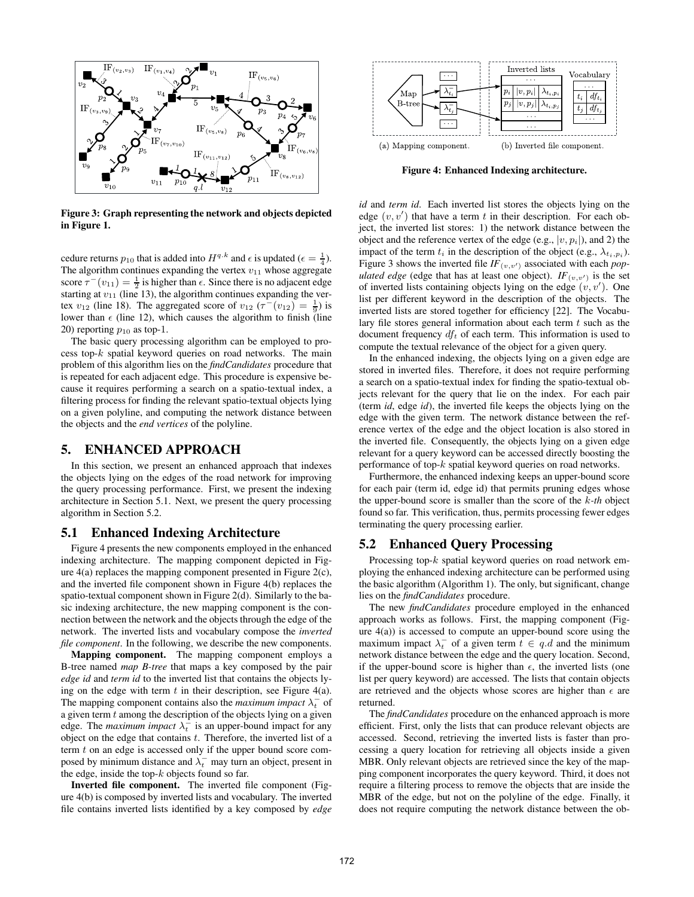Figure 3: Graph representing the network and objects depicted in Figure 1.

cedure returns $p_{10}$ that is added into $H^{q.k}$ and $\epsilon$ is updated ($\epsilon = \frac{1}{4}$). The algorithm continues expanding the vertex $v_{11}$ whose aggregate score $\tau^-(v_{11}) = \frac{1}{2}$ is higher than $\epsilon$. Since there is no adjacent edge starting at $v_{11}$ (line 13), the algorithm continues expanding the vertex $v_{12}$ (line 18). The aggregated score of $v_{12}$ ($\tau^-(v_{12}) = \frac{1}{9}$) is lower than $\epsilon$ (line 12), which causes the algorithm to finish (line 20) reporting $p_{10}$ as top-1.

The basic query processing algorithm can be employed to process top-$k$ spatial keyword queries on road networks. The main problem of this algorithm lies on the *findCandidates* procedure that is repeated for each adjacent edge. This procedure is expensive because it requires performing a search on a spatio-textual index, a filtering process for finding the relevant spatio-textual objects lying on a given polyline, and computing the network distance between the objects and the *end vertices* of the polyline.

## 5. ENHANCED APPROACH

In this section, we present an enhanced approach that indexes the objects lying on the edges of the road network for improving the query processing performance. First, we present the indexing architecture in Section 5.1. Next, we present the query processing algorithm in Section 5.2.

### 5.1 Enhanced Indexing Architecture

Figure 4 presents the new components employed in the enhanced indexing architecture. The mapping component depicted in Figure 4(a) replaces the mapping component presented in Figure 2(c), and the inverted file component shown in Figure 4(b) replaces the spatio-textual component shown in Figure 2(d). Similarly to the basic indexing architecture, the new mapping component is the connection between the network and the objects through the edge of the network. The inverted lists and vocabulary compose the *inverted file component*. In the following, we describe the new components.

**Mapping component.** The mapping component employs a B-tree named *map B-tree* that maps a key composed by the pair *edge id* and *term id* to the inverted list that contains the objects lying on the edge with term $t$ in their description, see Figure 4(a). The mapping component contains also the *maximum impact* $\lambda_t^-$ of a given term $t$ among the description of the objects lying on a given edge. The *maximum impact* $\lambda_t^-$ is an upper-bound impact for any object on the edge that contains $t$. Therefore, the inverted list of a term $t$ on an edge is accessed only if the upper bound score composed by minimum distance and $\lambda_t^-$ may turn an object, present in the edge, inside the top-$k$ objects found so far.

**Inverted file component.** The inverted file component (Figure 4(b) is composed by inverted lists and vocabulary. The inverted file contains inverted lists identified by a key composed by *edge id* and *term id*. Each inverted list stores the objects lying on the edge $(v, v')$ that have a term $t$ in their description. For each object, the inverted list stores: 1) the network distance between the object and the reference vertex of the edge (e.g., $|v, p_i|$), and 2) the impact of the term $t_i$ in the description of the object (e.g., $\lambda_{t_i,p_i}$). Figure 3 shows the inverted file $IF_{(v,v')}$ associated with each *populated edge* (edge that has at least one object). $IF_{(v,v')}$ is the set of inverted lists containing objects lying on the edge $(v, v')$. One list per different keyword in the description of the objects. The inverted lists are stored together for efficiency [22]. The Vocabulary file stores general information about each term $t$ such as the document frequency $df_t$ of each term. This information is used to compute the textual relevance of the object for a given query.

Figure 4: Enhanced Indexing architecture.

In the enhanced indexing, the objects lying on a given edge are stored in inverted files. Therefore, it does not require performing a search on a spatio-textual index for finding the spatio-textual objects relevant for the query that lie on the index. For each pair (term *id*, edge *id*), the inverted file keeps the objects lying on the edge with the given term. The network distance between the reference vertex of the edge and the object location is also stored in the inverted file. Consequently, the objects lying on a given edge relevant for a query keyword can be accessed directly boosting the performance of top-$k$ spatial keyword queries on road networks.

Furthermore, the enhanced indexing keeps an upper-bound score for each pair (term id, edge id) that permits pruning edges whose the upper-bound score is smaller than the score of the $k$-*th* object found so far. This verification, thus, permits processing fewer edges terminating the query processing earlier.

### 5.2 Enhanced Query Processing

Processing top-$k$ spatial keyword queries on road network employing the enhanced indexing architecture can be performed using the basic algorithm (Algorithm 1). The only, but significant, change lies on the *findCandidates* procedure.

The new *findCandidates* procedure employed in the enhanced approach works as follows. First, the mapping component (Figure 4(a)) is accessed to compute an upper-bound score using the maximum impact $\lambda_t^-$ of a given term $t \in q.d$ and the minimum network distance between the edge and the query location. Second, if the upper-bound score is higher than $\epsilon$, the inverted lists (one list per query keyword) are accessed. The lists that contain objects are retrieved and the objects whose scores are higher than $\epsilon$ are returned.

The *findCandidates* procedure on the enhanced approach is more efficient. First, only the lists that can produce relevant objects are accessed. Second, retrieving the inverted lists is faster than processing a query location for retrieving all objects inside a given MBR. Only relevant objects are retrieved since the key of the mapping component incorporates the query keyword. Third, it does not require a filtering process to remove the objects that are inside the MBR of the edge, but not on the polyline of the edge. Finally, it does not require computing the network distance between the ob-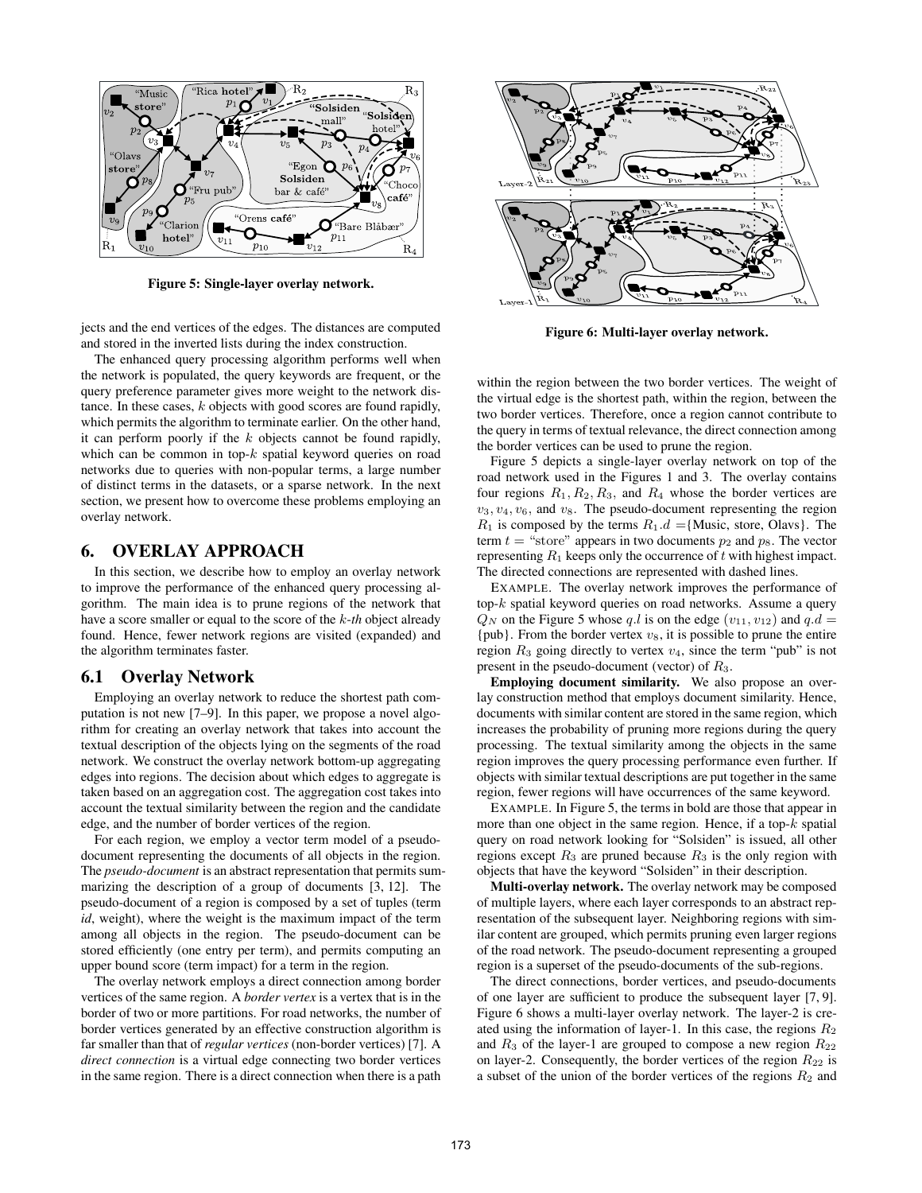Figure 5: Single-layer overlay network.

jects and the end vertices of the edges. The distances are computed and stored in the inverted lists during the index construction.

The enhanced query processing algorithm performs well when the network is populated, the query keywords are frequent, or the query preference parameter gives more weight to the network distance. In these cases, $k$ objects with good scores are found rapidly, which permits the algorithm to terminate earlier. On the other hand, it can perform poorly if the $k$ objects cannot be found rapidly, which can be common in top-$k$ spatial keyword queries on road networks due to queries with non-popular terms, a large number of distinct terms in the datasets, or a sparse network. In the next section, we present how to overcome these problems employing an overlay network.

## 6. OVERLAY APPROACH

In this section, we describe how to employ an overlay network to improve the performance of the enhanced query processing algorithm. The main idea is to prune regions of the network that have a score smaller or equal to the score of the *k-th* object already found. Hence, fewer network regions are visited (expanded) and the algorithm terminates faster.

### 6.1 Overlay Network

Employing an overlay network to reduce the shortest path computation is not new [7–9]. In this paper, we propose a novel algorithm for creating an overlay network that takes into account the textual description of the objects lying on the segments of the road network. We construct the overlay network bottom-up aggregating edges into regions. The decision about which edges to aggregate is taken based on an aggregation cost. The aggregation cost takes into account the textual similarity between the region and the candidate edge, and the number of border vertices of the region.

For each region, we employ a vector term model of a pseudo-document representing the documents of all objects in the region. The *pseudo-document* is an abstract representation that permits summarizing the description of a group of documents [3, 12]. The pseudo-document of a region is composed by a set of tuples (term *id*, weight), where the weight is the maximum impact of the term among all objects in the region. The pseudo-document can be stored efficiently (one entry per term), and permits computing an upper bound score (term impact) for a term in the region.

The overlay network employs a direct connection among border vertices of the same region. A *border vertex* is a vertex that is in the border of two or more partitions. For road networks, the number of border vertices generated by an effective construction algorithm is far smaller than that of *regular vertices* (non-border vertices) [7]. A *direct connection* is a virtual edge connecting two border vertices in the same region. There is a direct connection when there is a path

Figure 6: Multi-layer overlay network.

within the region between the two border vertices. The weight of the virtual edge is the shortest path, within the region, between the two border vertices. Therefore, once a region cannot contribute to the query in terms of textual relevance, the direct connection among the border vertices can be used to prune the region.

Figure 5 depicts a single-layer overlay network on top of the road network used in the Figures 1 and 3. The overlay contains four regions $R_1, R_2, R_3$, and $R_4$ whose the border vertices are $v_3, v_4, v_6$, and $v_8$. The pseudo-document representing the region $R_1$ is composed by the terms $R_1.d$ ={Music, store, Olavs}. The term $t$ = "store" appears in two documents $p_2$ and $p_8$. The vector representing $R_1$ keeps only the occurrence of $t$ with highest impact. The directed connections are represented with dashed lines.

EXAMPLE. The overlay network improves the performance of top-$k$ spatial keyword queries on road networks. Assume a query $Q_N$ on the Figure 5 whose $q.l$ is on the edge $(v_{11}, v_{12})$ and $q.d$ = {pub}. From the border vertex $v_8$, it is possible to prune the entire region $R_3$ going directly to vertex $v_4$, since the term "pub" is not present in the pseudo-document (vector) of $R_3$.

**Employing document similarity.** We also propose an overlay construction method that employs document similarity. Hence, documents with similar content are stored in the same region, which increases the probability of pruning more regions during the query processing. The textual similarity among the objects in the same region improves the query processing performance even further. If objects with similar textual descriptions are put together in the same region, fewer regions will have occurrences of the same keyword.

EXAMPLE. In Figure 5, the terms in bold are those that appear in more than one object in the same region. Hence, if a top-$k$ spatial query on road network looking for "Solsiden" is issued, all other regions except $R_3$ are pruned because $R_3$ is the only region with objects that have the keyword "Solsiden" in their description.

**Multi-overlay network.** The overlay network may be composed of multiple layers, where each layer corresponds to an abstract representation of the subsequent layer. Neighboring regions with similar content are grouped, which permits pruning even larger regions of the road network. The pseudo-document representing a grouped region is a superset of the pseudo-documents of the sub-regions.

The direct connections, border vertices, and pseudo-documents of one layer are sufficient to produce the subsequent layer [7, 9]. Figure 6 shows a multi-layer overlay network. The layer-2 is created using the information of layer-1. In this case, the regions $R_2$ and $R_3$ of the layer-1 are grouped to compose a new region $R_{22}$ on layer-2. Consequently, the border vertices of the region $R_{22}$ is a subset of the union of the border vertices of the regions $R_2$ and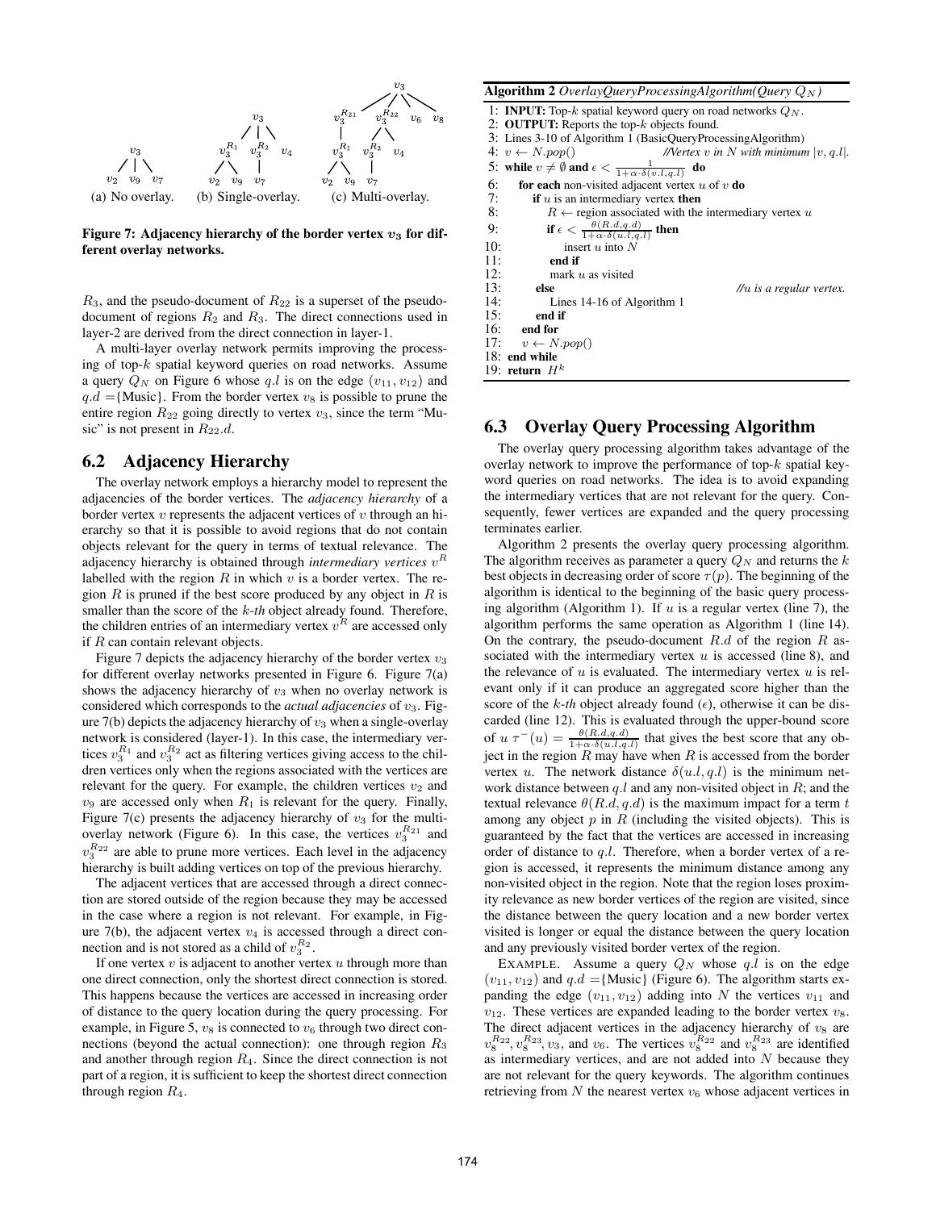(a) No overlay. (b) Single-overlay. (c) Multi-overlay.

**Figure 7: Adjacency hierarchy of the border vertex $v_3$ for different overlay networks.**

$R_3$, and the pseudo-document of $R_{22}$ is a superset of the pseudo-document of regions $R_2$ and $R_3$. The direct connections used in layer-2 are derived from the direct connection in layer-1.

A multi-layer overlay network permits improving the processing of top-$k$ spatial keyword queries on road networks. Assume a query $Q_N$ on Figure 6 whose $q.l$ is on the edge $(v_{11}, v_{12})$ and $q.d$ ={Music}. From the border vertex $v_8$ is possible to prune the entire region $R_{22}$ going directly to vertex $v_3$, since the term "Music" is not present in $R_{22}.d$.

## 6.2 Adjacency Hierarchy

The overlay network employs a hierarchy model to represent the adjacencies of the border vertices. The *adjacency hierarchy* of a border vertex $v$ represents the adjacent vertices of $v$ through an hierarchy so that it is possible to avoid regions that do not contain objects relevant for the query in terms of textual relevance. The adjacency hierarchy is obtained through *intermediary vertices* $v^R$ labelled with the region $R$ in which $v$ is a border vertex. The region $R$ is pruned if the best score produced by any object in $R$ is smaller than the score of the *k-th* object already found. Therefore, the children entries of an intermediary vertex $v^R$ are accessed only if $R$ can contain relevant objects.

Figure 7 depicts the adjacency hierarchy of the border vertex $v_3$ for different overlay networks presented in Figure 6. Figure 7(a) shows the adjacency hierarchy of $v_3$ when no overlay network is considered which corresponds to the *actual adjacencies* of $v_3$. Figure 7(b) depicts the adjacency hierarchy of $v_3$ when a single-overlay network is considered (layer-1). In this case, the intermediary vertices $v_3^{R_1}$ and $v_3^{R_2}$ act as filtering vertices giving access to the children vertices only when the regions associated with the vertices are relevant for the query. For example, the children vertices $v_2$ and $v_9$ are accessed only when $R_1$ is relevant for the query. Finally, Figure 7(c) presents the adjacency hierarchy of $v_3$ for the multi-overlay network (Figure 6). In this case, the vertices $v_3^{R_{21}}$ and $v_3^{R_{22}}$ are able to prune more vertices. Each level in the adjacency hierarchy is built adding vertices on top of the previous hierarchy.

The adjacent vertices that are accessed through a direct connection are stored outside of the region because they may be accessed in the case where a region is not relevant. For example, in Figure 7(b), the adjacent vertex $v_4$ is accessed through a direct connection and is not stored as a child of $v_3^{R_2}$.

If one vertex $v$ is adjacent to another vertex $u$ through more than one direct connection, only the shortest direct connection is stored. This happens because the vertices are accessed in increasing order of distance to the query location during the query processing. For example, in Figure 5, $v_8$ is connected to $v_6$ through two direct connections (beyond the actual connection): one through region $R_3$ and another through region $R_4$. Since the direct connection is not part of a region, it is sufficient to keep the shortest direct connection through region $R_4$.

**Algorithm 2** *OverlayQueryProcessingAlgorithm(Query $Q_N$)*

```
1: INPUT: Top-k spatial keyword query on road networks Q_N.
2: OUTPUT: Reports the top-k objects found.
3: Lines 3-10 of Algorithm 1 (BasicQueryProcessingAlgorithm)
4: v ← N.pop()                    //Vertex v in N with minimum |v, q.l|.
5: while v ≠ ∅ and ε < 1/(1+α·δ(v.l,q.l)) do
6:    for each non-visited adjacent vertex u of v do
7:       if u is an intermediary vertex then
8:          R ← region associated with the intermediary vertex u
9:          if ε < θ(R.d,q.d)/(1+α·δ(u.l,q.l)) then
10:            insert u into N
11:         end if
12:         mark u as visited
13:      else                                //u is a regular vertex.
14:         Lines 14-16 of Algorithm 1
15:      end if
16:   end for
17:   v ← N.pop()
18: end while
19: return H^k
```

## 6.3 Overlay Query Processing Algorithm

The overlay query processing algorithm takes advantage of the overlay network to improve the performance of top-$k$ spatial keyword queries on road networks. The idea is to avoid expanding the intermediary vertices that are not relevant for the query. Consequently, fewer vertices are expanded and the query processing terminates earlier.

Algorithm 2 presents the overlay query processing algorithm. The algorithm receives as parameter a query $Q_N$ and returns the $k$ best objects in decreasing order of score $\tau(p)$. The beginning of the algorithm is identical to the beginning of the basic query processing algorithm (Algorithm 1). If $u$ is a regular vertex (line 7), the algorithm performs the same operation as Algorithm 1 (line 14). On the contrary, the pseudo-document $R.d$ of the region $R$ associated with the intermediary vertex $u$ is accessed (line 8), and the relevance of $u$ is evaluated. The intermediary vertex $u$ is relevant only if it can produce an aggregated score higher than the score of the *k-th* object already found ($\epsilon$), otherwise it can be discarded (line 12). This is evaluated through the upper-bound score of $u$ $\tau^-(u) = \frac{\theta(R.d,q.d)}{1+\alpha\cdot\delta(u.l,q.l)}$ that gives the best score that any object in the region $R$ may have when $R$ is accessed from the border vertex $u$. The network distance $\delta(u.l, q.l)$ is the minimum network distance between $q.l$ and any non-visited object in $R$; and the textual relevance $\theta(R.d, q.d)$ is the maximum impact for a term $t$ among any object $p$ in $R$ (including the visited objects). This is guaranteed by the fact that the vertices are accessed in increasing order of distance to $q.l$. Therefore, when a border vertex of a region is accessed, it represents the minimum distance among any non-visited object in the region. Note that the region loses proximity relevance as new border vertices of the region are visited, since the distance between the query location and a new border vertex visited is longer or equal the distance between the query location and any previously visited border vertex of the region.

EXAMPLE. Assume a query $Q_N$ whose $q.l$ is on the edge $(v_{11}, v_{12})$ and $q.d$ ={Music} (Figure 6). The algorithm starts expanding the edge $(v_{11}, v_{12})$ adding into $N$ the vertices $v_{11}$ and $v_{12}$. These vertices are expanded leading to the border vertex $v_8$. The direct adjacent vertices in the adjacency hierarchy of $v_8$ are $v_8^{R_{22}}$, $v_8^{R_{23}}$, $v_3$, and $v_6$. The vertices $v_8^{R_{22}}$ and $v_8^{R_{23}}$ are identified as intermediary vertices, and are not added into $N$ because they are not relevant for the query keywords. The algorithm continues retrieving from $N$ the nearest vertex $v_6$ whose adjacent vertices in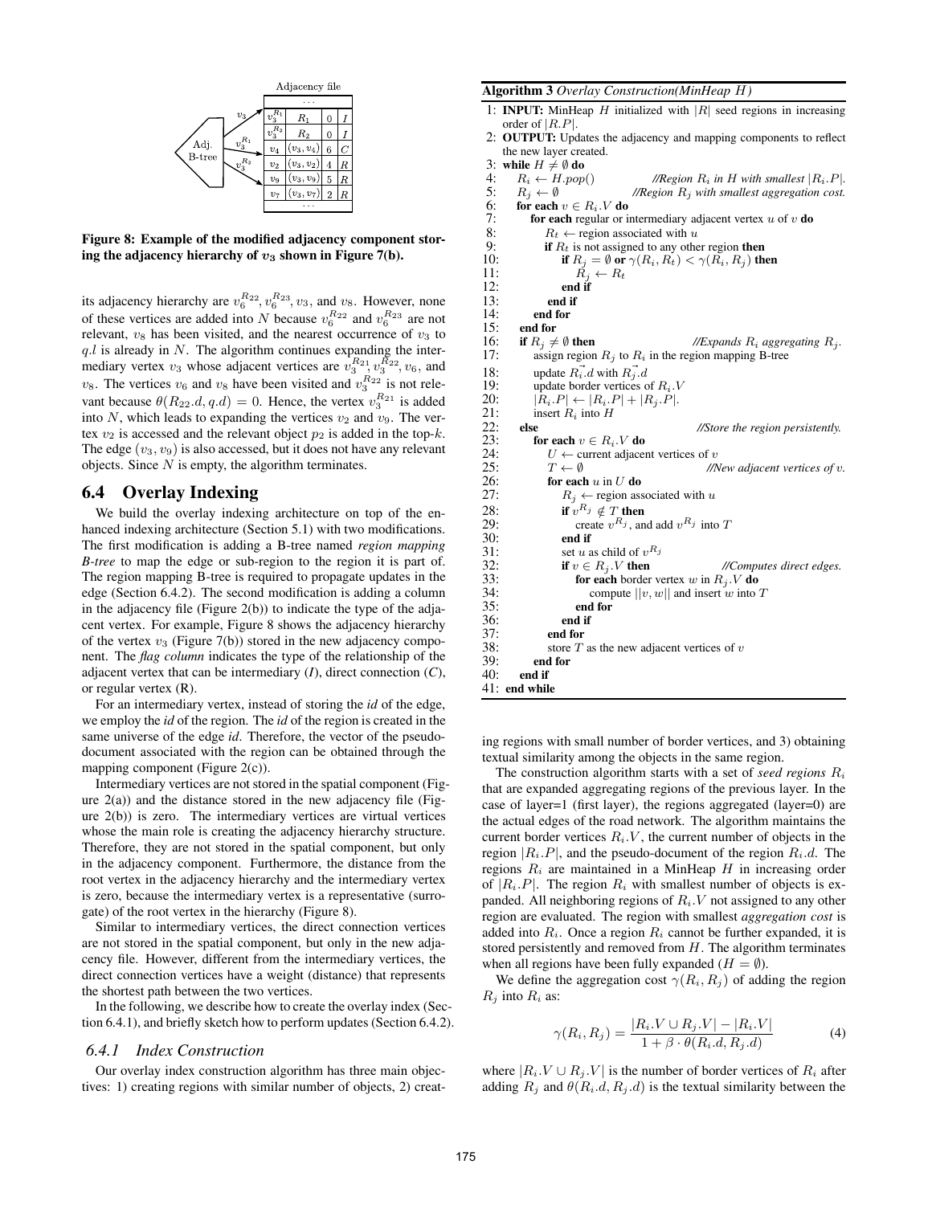Figure 8: Example of the modified adjacency component storing the adjacency hierarchy of $v_3$ shown in Figure 7(b).

its adjacency hierarchy are $v_6^{R_{22}}, v_6^{R_{23}}, v_3$, and $v_8$. However, none of these vertices are added into $N$ because $v_6^{R_{22}}$ and $v_6^{R_{23}}$ are not relevant, $v_8$ has been visited, and the nearest occurrence of $v_3$ to $q.l$ is already in $N$. The algorithm continues expanding the intermediary vertex $v_3$ whose adjacent vertices are $v_3^{R_{21}}, v_3^{R_{22}}, v_6$, and $v_8$. The vertices $v_6$ and $v_8$ have been visited and $v_3^{R_{22}}$ is not relevant because $\theta(R_{22}.d, q.d) = 0$. Hence, the vertex $v_3^{R_{21}}$ is added into $N$, which leads to expanding the vertices $v_2$ and $v_9$. The vertex $v_2$ is accessed and the relevant object $p_2$ is added in the top-$k$. The edge $(v_3, v_9)$ is also accessed, but it does not have any relevant objects. Since $N$ is empty, the algorithm terminates.

## 6.4 Overlay Indexing

We build the overlay indexing architecture on top of the enhanced indexing architecture (Section 5.1) with two modifications. The first modification is adding a B-tree named *region mapping B-tree* to map the edge or sub-region to the region it is part of. The region mapping B-tree is required to propagate updates in the edge (Section 6.4.2). The second modification is adding a column in the adjacency file (Figure 2(b)) to indicate the type of the adjacent vertex. For example, Figure 8 shows the adjacency hierarchy of the vertex $v_3$ (Figure 7(b)) stored in the new adjacency component. The *flag column* indicates the type of the relationship of the adjacent vertex that can be intermediary (*I*), direct connection (*C*), or regular vertex (R).

For an intermediary vertex, instead of storing the *id* of the edge, we employ the *id* of the region. The *id* of the region is created in the same universe of the edge *id*. Therefore, the vector of the pseudo-document associated with the region can be obtained through the mapping component (Figure 2(c)).

Intermediary vertices are not stored in the spatial component (Figure 2(a)) and the distance stored in the new adjacency file (Figure 2(b)) is zero. The intermediary vertices are virtual vertices whose the main role is creating the adjacency hierarchy structure. Therefore, they are not stored in the spatial component, but only in the adjacency component. Furthermore, the distance from the root vertex in the adjacency hierarchy and the intermediary vertex is zero, because the intermediary vertex is a representative (surrogate) of the root vertex in the hierarchy (Figure 8).

Similar to intermediary vertices, the direct connection vertices are not stored in the spatial component, but only in the new adjacency file. However, different from the intermediary vertices, the direct connection vertices have a weight (distance) that represents the shortest path between the two vertices.

In the following, we describe how to create the overlay index (Section 6.4.1), and briefly sketch how to perform updates (Section 6.4.2).

### 6.4.1 Index Construction

Our overlay index construction algorithm has three main objectives: 1) creating regions with similar number of objects, 2) creating regions with small number of border vertices, and 3) obtaining textual similarity among the objects in the same region.

**Algorithm 3** *Overlay Construction(MinHeap H)*

```
1: INPUT: MinHeap H initialized with |R| seed regions in increasing
   order of |R.P|.
2: OUTPUT: Updates the adjacency and mapping components to reflect
   the new layer created.
3: while H ≠ ∅ do
4:   R_i ← H.pop()          //Region R_i in H with smallest |R_i.P|.
5:   R_j ← ∅                //Region R_j with smallest aggregation cost.
6:   for each v ∈ R_i.V do
7:     for each regular or intermediary adjacent vertex u of v do
8:       R_t ← region associated with u
9:       if R_t is not assigned to any other region then
10:        if R_j = ∅ or γ(R_i, R_t) < γ(R_i, R_j) then
11:          R_j ← R_t
12:        end if
13:      end if
14:    end for
15:  end for
16:  if R_j ≠ ∅ then                 //Expands R_i aggregating R_j.
17:    assign region R_j to R_i in the region mapping B-tree
18:    update R_i.d with R_j.d
19:    update border vertices of R_i.V
20:    |R_i.P| ← |R_i.P| + |R_j.P|.
21:    insert R_i into H
22:  else                            //Store the region persistently.
23:    for each v ∈ R_i.V do
24:      U ← current adjacent vertices of v
25:      T ← ∅                       //New adjacent vertices of v.
26:      for each u in U do
27:        R_j ← region associated with u
28:        if v^{R_j} ∉ T then
29:          create v^{R_j}, and add v^{R_j} into T
30:        end if
31:        set u as child of v^{R_j}
32:        if v ∈ R_j.V then          //Computes direct edges.
33:          for each border vertex w in R_j.V do
34:            compute ||v, w|| and insert w into T
35:          end for
36:        end if
37:      end for
38:      store T as the new adjacent vertices of v
39:    end for
40:  end if
41: end while
```

The construction algorithm starts with a set of *seed regions* $R_i$ that are expanded aggregating regions of the previous layer. In the case of layer=1 (first layer), the regions aggregated (layer=0) are the actual edges of the road network. The algorithm maintains the current border vertices $R_i.V$, the current number of objects in the region $|R_i.P|$, and the pseudo-document of the region $R_i.d$. The regions $R_i$ are maintained in a MinHeap $H$ in increasing order of $|R_i.P|$. The region $R_i$ with smallest number of objects is expanded. All neighboring regions of $R_i.V$ not assigned to any other region are evaluated. The region with smallest *aggregation cost* is added into $R_i$. Once a region $R_i$ cannot be further expanded, it is stored persistently and removed from $H$. The algorithm terminates when all regions have been fully expanded ($H = \emptyset$).

We define the aggregation cost $\gamma(R_i, R_j)$ of adding the region $R_j$ into $R_i$ as:

$$\gamma(R_i, R_j) = \frac{|R_i.V \cup R_j.V| - |R_i.V|}{1 + \beta \cdot \theta(R_i.d, R_j.d)} \quad (4)$$

where $|R_i.V \cup R_j.V|$ is the number of border vertices of $R_i$ after adding $R_j$ and $\theta(R_i.d, R_j.d)$ is the textual similarity between the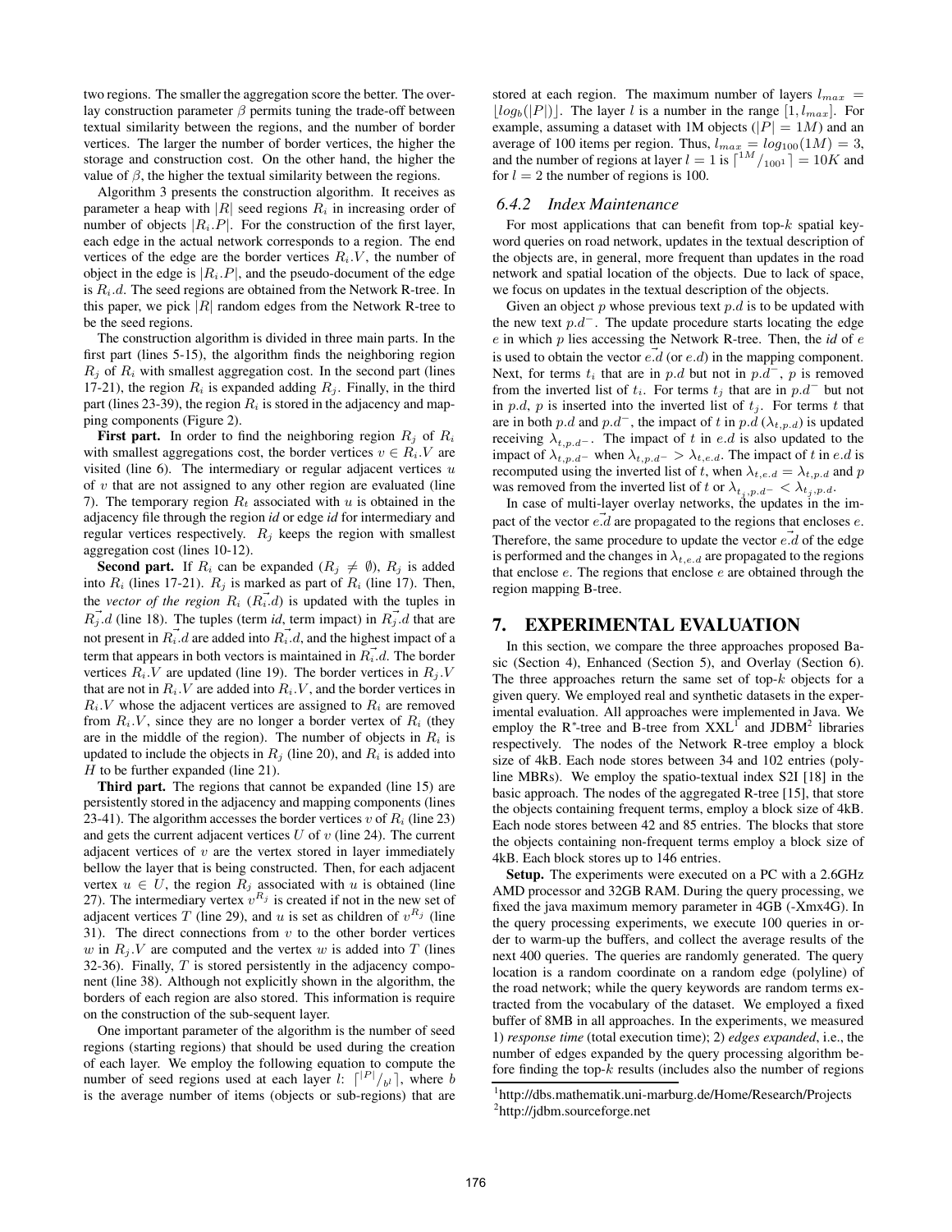two regions. The smaller the aggregation score the better. The overlay construction parameter $\beta$ permits tuning the trade-off between textual similarity between the regions, and the number of border vertices. The larger the number of border vertices, the higher the storage and construction cost. On the other hand, the higher the value of $\beta$, the higher the textual similarity between the regions.

Algorithm 3 presents the construction algorithm. It receives as parameter a heap with $|R|$ seed regions $R_i$ in increasing order of number of objects $|R_i.P|$. For the construction of the first layer, each edge in the actual network corresponds to a region. The end vertices of the edge are the border vertices $R_i.V$, the number of object in the edge is $|R_i.P|$, and the pseudo-document of the edge is $R_i.d$. The seed regions are obtained from the Network R-tree. In this paper, we pick $|R|$ random edges from the Network R-tree to be the seed regions.

The construction algorithm is divided in three main parts. In the first part (lines 5-15), the algorithm finds the neighboring region $R_j$ of $R_i$ with smallest aggregation cost. In the second part (lines 17-21), the region $R_i$ is expanded adding $R_j$. Finally, in the third part (lines 23-39), the region $R_i$ is stored in the adjacency and mapping components (Figure 2).

**First part.** In order to find the neighboring region $R_j$ of $R_i$ with smallest aggregations cost, the border vertices $v \in R_i.V$ are visited (line 6). The intermediary or regular adjacent vertices $u$ of $v$ that are not assigned to any other region are evaluated (line 7). The temporary region $R_t$ associated with $u$ is obtained in the adjacency file through the region *id* or edge *id* for intermediary and regular vertices respectively. $R_j$ keeps the region with smallest aggregation cost (lines 10-12).

**Second part.** If $R_i$ can be expanded ($R_j \neq \emptyset$), $R_j$ is added into $R_i$ (lines 17-21). $R_j$ is marked as part of $R_i$ (line 17). Then, the *vector of the region* $R_i$ ($\vec{R_i.d}$) is updated with the tuples in $\vec{R_j}.d$ (line 18). The tuples (term *id*, term impact) in $\vec{R_j}.d$ that are not present in $\vec{R_i}.d$ are added into $\vec{R_i}.d$, and the highest impact of a term that appears in both vectors is maintained in $\vec{R_i}.d$. The border vertices $R_i.V$ are updated (line 19). The border vertices in $R_j.V$ that are not in $R_i.V$ are added into $R_i.V$, and the border vertices in $R_i.V$ whose the adjacent vertices are assigned to $R_i$ are removed from $R_i.V$, since they are no longer a border vertex of $R_i$ (they are in the middle of the region). The number of objects in $R_i$ is updated to include the objects in $R_j$ (line 20), and $R_i$ is added into $H$ to be further expanded (line 21).

**Third part.** The regions that cannot be expanded (line 15) are persistently stored in the adjacency and mapping components (lines 23-41). The algorithm accesses the border vertices $v$ of $R_i$ (line 23) and gets the current adjacent vertices $U$ of $v$ (line 24). The current adjacent vertices of $v$ are the vertex stored in layer immediately bellow the layer that is being constructed. Then, for each adjacent vertex $u \in U$, the region $R_j$ associated with $u$ is obtained (line 27). The intermediary vertex $v^{R_j}$ is created if not in the new set of adjacent vertices $T$ (line 29), and $u$ is set as children of $v^{R_j}$ (line 31). The direct connections from $v$ to the other border vertices $w$ in $R_j.V$ are computed and the vertex $w$ is added into $T$ (lines 32-36). Finally, $T$ is stored persistently in the adjacency component (line 38). Although not explicitly shown in the algorithm, the borders of each region are also stored. This information is require on the construction of the sub-sequent layer.

One important parameter of the algorithm is the number of seed regions (starting regions) that should be used during the creation of each layer. We employ the following equation to compute the number of seed regions used at each layer $l$: $\lceil^{|P|}/_{b^l}\rceil$, where $b$ is the average number of items (objects or sub-regions) that are stored at each region. The maximum number of layers $l_{max} = \lfloor log_b(|P|) \rfloor$. The layer $l$ is a number in the range $[1, l_{max}]$. For example, assuming a dataset with 1M objects ($|P| = 1M$) and an average of 100 items per region. Thus, $l_{max} = log_{100}(1M) = 3$, and the number of regions at layer $l = 1$ is $\lceil^{1M}/_{100^1}\rceil = 10K$ and for $l = 2$ the number of regions is 100.

### 6.4.2 Index Maintenance

For most applications that can benefit from top-$k$ spatial keyword queries on road network, updates in the textual description of the objects are, in general, more frequent than updates in the road network and spatial location of the objects. Due to lack of space, we focus on updates in the textual description of the objects.

Given an object $p$ whose previous text $p.d$ is to be updated with the new text $p.d^-$. The update procedure starts locating the edge $e$ in which $p$ lies accessing the Network R-tree. Then, the *id* of $e$ is used to obtain the vector $\vec{e.d}$ (or $e.d$) in the mapping component. Next, for terms $t_i$ that are in $p.d$ but not in $p.d^-$, $p$ is removed from the inverted list of $t_i$. For terms $t_j$ that are in $p.d^-$ but not in $p.d$, $p$ is inserted into the inverted list of $t_j$. For terms $t$ that are in both $p.d$ and $p.d^-$, the impact of $t$ in $p.d$ ($\lambda_{t,p.d}$) is updated receiving $\lambda_{t,p.d^-}$. The impact of $t$ in $e.d$ is also updated to the impact of $\lambda_{t,p.d^-}$ when $\lambda_{t,p.d^-} > \lambda_{t,e.d}$. The impact of $t$ in $e.d$ is recomputed using the inverted list of $t$, when $\lambda_{t,e.d} = \lambda_{t,p.d}$ and $p$ was removed from the inverted list of $t$ or $\lambda_{t_j,p.d^-} < \lambda_{t_j,p.d}$.

In case of multi-layer overlay networks, the updates in the impact of the vector $\vec{e.d}$ are propagated to the regions that encloses $e$. Therefore, the same procedure to update the vector $\vec{e.d}$ of the edge is performed and the changes in $\lambda_{t,e.d}$ are propagated to the regions that enclose $e$. The regions that enclose $e$ are obtained through the region mapping B-tree.

## 7. EXPERIMENTAL EVALUATION

In this section, we compare the three approaches proposed Basic (Section 4), Enhanced (Section 5), and Overlay (Section 6). The three approaches return the same set of top-$k$ objects for a given query. We employed real and synthetic datasets in the experimental evaluation. All approaches were implemented in Java. We employ the R*-tree and B-tree from XXL[1] and JDBM[2] libraries respectively. The nodes of the Network R-tree employ a block size of 4kB. Each node stores between 34 and 102 entries (polyline MBRs). We employ the spatio-textual index S2I [18] in the basic approach. The nodes of the aggregated R-tree [15], that store the objects containing frequent terms, employ a block size of 4kB. Each node stores between 42 and 85 entries. The blocks that store the objects containing non-frequent terms employ a block size of 4kB. Each block stores up to 146 entries.

**Setup.** The experiments were executed on a PC with a 2.6GHz AMD processor and 32GB RAM. During the query processing, we fixed the java maximum memory parameter in 4GB (-Xmx4G). In the query processing experiments, we execute 100 queries in order to warm-up the buffers, and collect the average results of the next 400 queries. The queries are randomly generated. The query location is a random coordinate on a random edge (polyline) of the road network; while the query keywords are random terms extracted from the vocabulary of the dataset. We employed a fixed buffer of 8MB in all approaches. In the experiments, we measured 1) *response time* (total execution time); 2) *edges expanded*, i.e., the number of edges expanded by the query processing algorithm before finding the top-$k$ results (includes also the number of regions

[1] http://dbs.mathematik.uni-marburg.de/Home/Research/Projects

[2] http://jdbm.sourceforge.net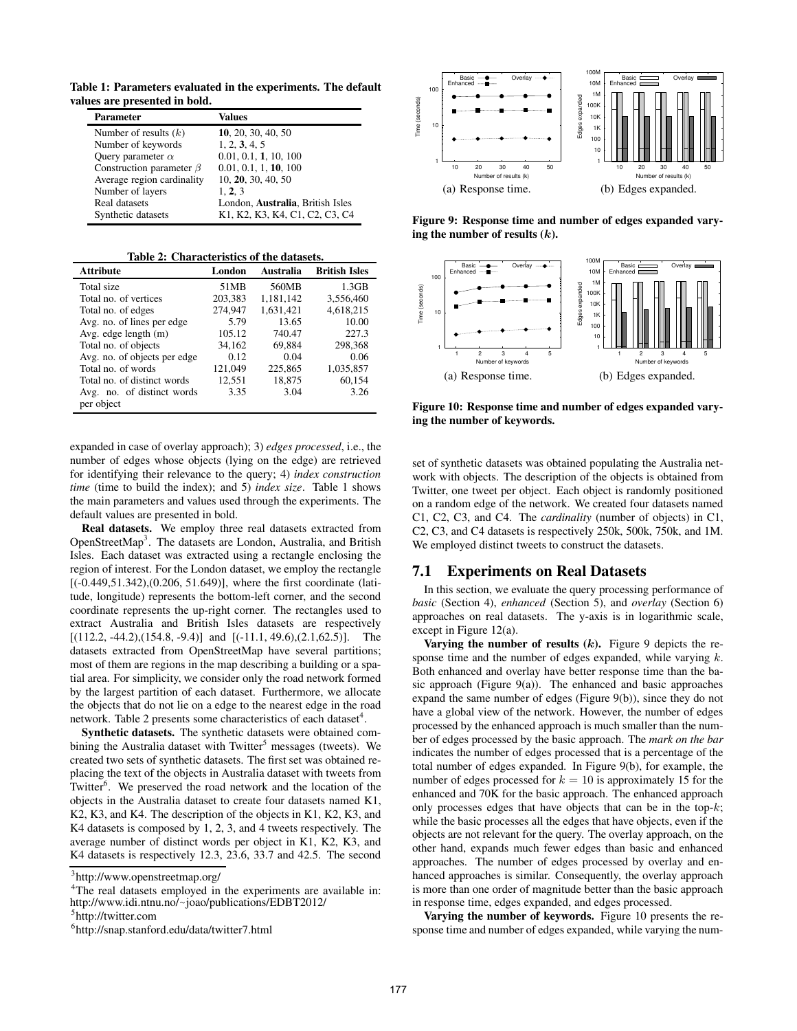**Table 1: Parameters evaluated in the experiments. The default values are presented in bold.**

| Parameter | Values |
|---|---|
| Number of results ($k$) | **10**, 20, 30, 40, 50 |
| Number of keywords | 1, 2, **3**, 4, 5 |
| Query parameter $\alpha$ | 0.01, 0.1, **1**, 10, 100 |
| Construction parameter $\beta$ | 0.01, 0.1, 1, **10**, 100 |
| Average region cardinality | 10, **20**, 30, 40, 50 |
| Number of layers | 1, **2**, 3 |
| Real datasets | London, **Australia**, British Isles |
| Synthetic datasets | K1, K2, K3, K4, C1, C2, C3, C4 |

**Table 2: Characteristics of the datasets.**

| Attribute | London | Australia | British Isles |
|---|---|---|---|
| Total size | 51MB | 560MB | 1.3GB |
| Total no. of vertices | 203,383 | 1,181,142 | 3,556,460 |
| Total no. of edges | 274,947 | 1,631,421 | 4,618,215 |
| Avg. no. of lines per edge | 5.79 | 13.65 | 10.00 |
| Avg. edge length (m) | 105.12 | 740.47 | 227.3 |
| Total no. of objects | 34,162 | 69,884 | 298,368 |
| Avg. no. of objects per edge | 0.12 | 0.04 | 0.06 |
| Total no. of words | 121,049 | 225,865 | 1,035,857 |
| Total no. of distinct words | 12,551 | 18,875 | 60,154 |
| Avg. no. of distinct words per object | 3.35 | 3.04 | 3.26 |

expanded in case of overlay approach); 3) *edges processed*, i.e., the number of edges whose objects (lying on the edge) are retrieved for identifying their relevance to the query; 4) *index construction time* (time to build the index); and 5) *index size*. Table 1 shows the main parameters and values used through the experiments. The default values are presented in bold.

**Real datasets.** We employ three real datasets extracted from OpenStreetMap[3]. The datasets are London, Australia, and British Isles. Each dataset was extracted using a rectangle enclosing the region of interest. For the London dataset, we employ the rectangle [(-0.449,51.342),(0.206, 51.649)], where the first coordinate (latitude, longitude) represents the bottom-left corner, and the second coordinate represents the up-right corner. The rectangles used to extract Australia and British Isles datasets are respectively [(112.2, -44.2),(154.8, -9.4)] and [(-11.1, 49.6),(2.1,62.5)]. The datasets extracted from OpenStreetMap have several partitions; most of them are regions in the map describing a building or a spatial area. For simplicity, we consider only the road network formed by the largest partition of each dataset. Furthermore, we allocate the objects that do not lie on a edge to the nearest edge in the road network. Table 2 presents some characteristics of each dataset[4].

**Synthetic datasets.** The synthetic datasets were obtained combining the Australia dataset with Twitter[5] messages (tweets). We created two sets of synthetic datasets. The first set was obtained replacing the text of the objects in Australia dataset with tweets from Twitter[6]. We preserved the road network and the location of the objects in the Australia dataset to create four datasets named K1, K2, K3, and K4. The description of the objects in K1, K2, K3, and K4 datasets is composed by 1, 2, 3, and 4 tweets respectively. The average number of distinct words per object in K1, K2, K3, and K4 datasets is respectively 12.3, 23.6, 33.7 and 42.5. The second set of synthetic datasets was obtained populating the Australia network with objects. The description of the objects is obtained from Twitter, one tweet per object. Each object is randomly positioned on a random edge of the network. We created four datasets named C1, C2, C3, and C4. The *cardinality* (number of objects) in C1, C2, C3, and C4 datasets is respectively 250k, 500k, 750k, and 1M. We employed distinct tweets to construct the datasets.

[3] http://www.openstreetmap.org/

[4] The real datasets employed in the experiments are available in: http://www.idi.ntnu.no/~joao/publications/EDBT2012/

[5] http://twitter.com

[6] http://snap.stanford.edu/data/twitter7.html

(a) Response time. (b) Edges expanded.

**Figure 9: Response time and number of edges expanded varying the number of results ($k$).**

(a) Response time. (b) Edges expanded.

**Figure 10: Response time and number of edges expanded varying the number of keywords.**

## 7.1 Experiments on Real Datasets

In this section, we evaluate the query processing performance of *basic* (Section 4), *enhanced* (Section 5), and *overlay* (Section 6) approaches on real datasets. The y-axis is in logarithmic scale, except in Figure 12(a).

**Varying the number of results ($k$).** Figure 9 depicts the response time and the number of edges expanded, while varying $k$. Both enhanced and overlay have better response time than the basic approach (Figure 9(a)). The enhanced and basic approaches expand the same number of edges (Figure 9(b)), since they do not have a global view of the network. However, the number of edges processed by the enhanced approach is much smaller than the number of edges processed by the basic approach. The *mark on the bar* indicates the number of edges processed that is a percentage of the total number of edges expanded. In Figure 9(b), for example, the number of edges processed for $k = 10$ is approximately 15 for the enhanced and 70K for the basic approach. The enhanced approach only processes edges that have objects that can be in the top-$k$; while the basic processes all the edges that have objects, even if the objects are not relevant for the query. The overlay approach, on the other hand, expands much fewer edges than basic and enhanced approaches. The number of edges processed by overlay and enhanced approaches is similar. Consequently, the overlay approach is more than one order of magnitude better than the basic approach in response time, edges expanded, and edges processed.

**Varying the number of keywords.** Figure 10 presents the response time and number of edges expanded, while varying the num-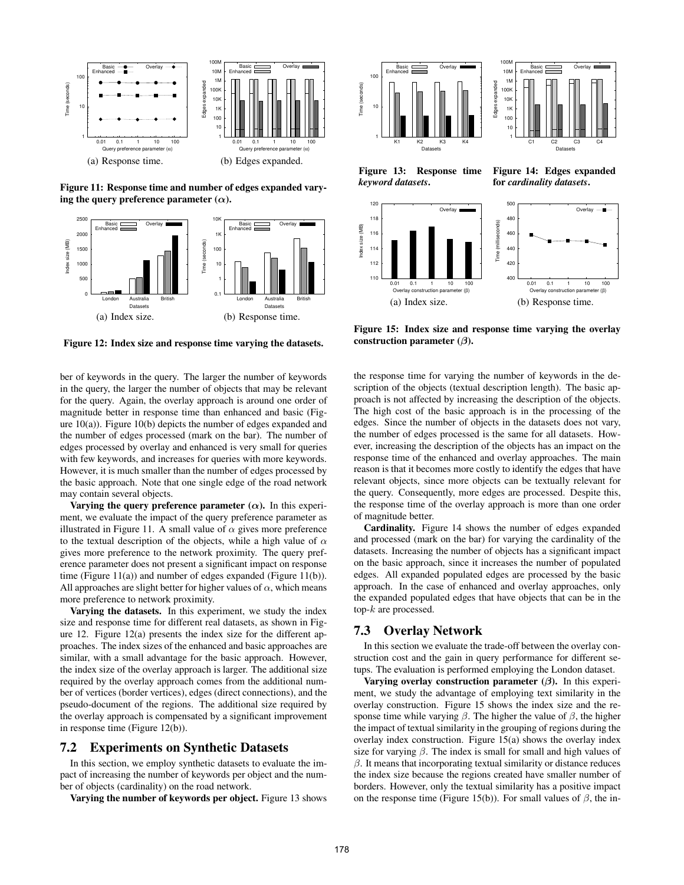(a) Response time.

(b) Edges expanded.

**Figure 11: Response time and number of edges expanded varying the query preference parameter ($\alpha$).**

(a) Index size.

(b) Response time.

**Figure 12: Index size and response time varying the datasets.**

ber of keywords in the query. The larger the number of keywords in the query, the larger the number of objects that may be relevant for the query. Again, the overlay approach is around one order of magnitude better in response time than enhanced and basic (Figure 10(a)). Figure 10(b) depicts the number of edges expanded and the number of edges processed (mark on the bar). The number of edges processed by overlay and enhanced is very small for queries with few keywords, and increases for queries with more keywords. However, it is much smaller than the number of edges processed by the basic approach. Note that one single edge of the road network may contain several objects.

**Varying the query preference parameter ($\alpha$).** In this experiment, we evaluate the impact of the query preference parameter as illustrated in Figure 11. A small value of $\alpha$ gives more preference to the textual description of the objects, while a high value of $\alpha$ gives more preference to the network proximity. The query preference parameter does not present a significant impact on response time (Figure 11(a)) and number of edges expanded (Figure 11(b)). All approaches are slight better for higher values of $\alpha$, which means more preference to network proximity.

**Varying the datasets.** In this experiment, we study the index size and response time for different real datasets, as shown in Figure 12. Figure 12(a) presents the index size for the different approaches. The index sizes of the enhanced and basic approaches are similar, with a small advantage for the basic approach. However, the index size of the overlay approach is larger. The additional size required by the overlay approach comes from the additional number of vertices (border vertices), edges (direct connections), and the pseudo-document of the regions. The additional size required by the overlay approach is compensated by a significant improvement in response time (Figure 12(b)).

## 7.2 Experiments on Synthetic Datasets

In this section, we employ synthetic datasets to evaluate the impact of increasing the number of keywords per object and the number of objects (cardinality) on the road network.

**Varying the number of keywords per object.** Figure 13 shows the response time for varying the number of keywords in the description of the objects (textual description length). The basic approach is not affected by increasing the description of the objects. The high cost of the basic approach is in the processing of the edges. Since the number of objects in the datasets does not vary, the number of edges processed is the same for all datasets. However, increasing the description of the objects has an impact on the response time of the enhanced and overlay approaches. The main reason is that it becomes more costly to identify the edges that have relevant objects, since more objects can be textually relevant for the query. Consequently, more edges are processed. Despite this, the response time of the overlay approach is more than one order of magnitude better.

**Figure 13: Response time *keyword datasets*.**

**Figure 14: Edges expanded for *cardinality datasets*.**

(a) Index size.

(b) Response time.

**Figure 15: Index size and response time varying the overlay construction parameter ($\beta$).**

**Cardinality.** Figure 14 shows the number of edges expanded and processed (mark on the bar) for varying the cardinality of the datasets. Increasing the number of objects has a significant impact on the basic approach, since it increases the number of populated edges. All expanded populated edges are processed by the basic approach. In the case of enhanced and overlay approaches, only the expanded populated edges that have objects that can be in the top-$k$ are processed.

## 7.3 Overlay Network

In this section we evaluate the trade-off between the overlay construction cost and the gain in query performance for different setups. The evaluation is performed employing the London dataset.

**Varying overlay construction parameter ($\beta$).** In this experiment, we study the advantage of employing text similarity in the overlay construction. Figure 15 shows the index size and the response time while varying $\beta$. The higher the value of $\beta$, the higher the impact of textual similarity in the grouping of regions during the overlay index construction. Figure 15(a) shows the overlay index size for varying $\beta$. The index is small for small and high values of $\beta$. It means that incorporating textual similarity or distance reduces the index size because the regions created have smaller number of borders. However, only the textual similarity has a positive impact on the response time (Figure 15(b)). For small values of $\beta$, the in-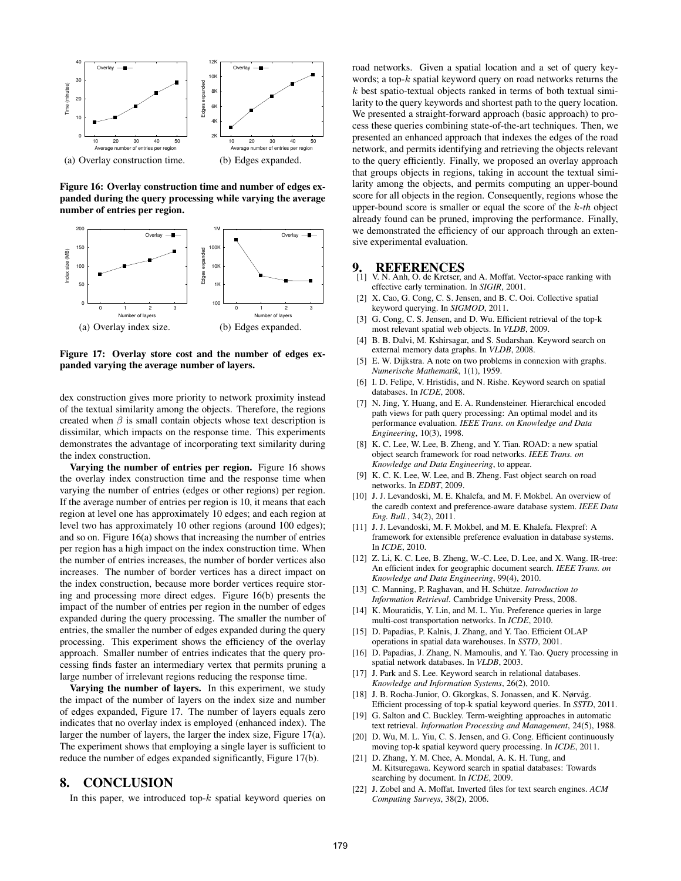40
30
20
10
0
Time (minutes)
Overlay
10 20 30 40 50
Average number of entries per region

12K
10K
8K
6K
4K
2K
Edges expanded
Overlay
10 20 30 40 50
Average number of entries per region

(a) Overlay construction time.

(b) Edges expanded.

**Figure 16: Overlay construction time and number of edges expanded during the query processing while varying the average number of entries per region.**

200
150
100
50
0
Index size (MB)
Overlay
0 1 2 3
Number of layers

1M
100K
10K
1K
100
Edges expanded
Overlay
0 1 2 3
Number of layers

(a) Overlay index size.

(b) Edges expanded.

**Figure 17: Overlay store cost and the number of edges expanded varying the average number of layers.**

dex construction gives more priority to network proximity instead of the textual similarity among the objects. Therefore, the regions created when $\beta$ is small contain objects whose text description is dissimilar, which impacts on the response time. This experiments demonstrates the advantage of incorporating text similarity during the index construction.

**Varying the number of entries per region.** Figure 16 shows the overlay index construction time and the response time when varying the number of entries (edges or other regions) per region. If the average number of entries per region is 10, it means that each region at level one has approximately 10 edges; and each region at level two has approximately 10 other regions (around 100 edges); and so on. Figure 16(a) shows that increasing the number of entries per region has a high impact on the index construction time. When the number of entries increases, the number of border vertices also increases. The number of border vertices has a direct impact on the index construction, because more border vertices require storing and processing more direct edges. Figure 16(b) presents the impact of the number of entries per region in the number of edges expanded during the query processing. The smaller the number of entries, the smaller the number of edges expanded during the query processing. This experiment shows the efficiency of the overlay approach. Smaller number of entries indicates that the query processing finds faster an intermediary vertex that permits pruning a large number of irrelevant regions reducing the response time.

**Varying the number of layers.** In this experiment, we study the impact of the number of layers on the index size and number of edges expanded, Figure 17. The number of layers equals zero indicates that no overlay index is employed (enhanced index). The larger the number of layers, the larger the index size, Figure 17(a). The experiment shows that employing a single layer is sufficient to reduce the number of edges expanded significantly, Figure 17(b).

## 8. CONCLUSION

In this paper, we introduced top-$k$ spatial keyword queries on road networks. Given a spatial location and a set of query keywords; a top-$k$ spatial keyword query on road networks returns the $k$ best spatio-textual objects ranked in terms of both textual similarity to the query keywords and shortest path to the query location. We presented a straight-forward approach (basic approach) to process these queries combining state-of-the-art techniques. Then, we presented an enhanced approach that indexes the edges of the road network, and permits identifying and retrieving the objects relevant to the query efficiently. Finally, we proposed an overlay approach that groups objects in regions, taking in account the textual similarity among the objects, and permits computing an upper-bound score for all objects in the region. Consequently, regions whose the upper-bound score is smaller or equal the score of the $k$-*th* object already found can be pruned, improving the performance. Finally, we demonstrated the efficiency of our approach through an extensive experimental evaluation.

## 9. REFERENCES

[1] V. N. Anh, O. de Kretser, and A. Moffat. Vector-space ranking with effective early termination. In *SIGIR*, 2001.

[2] X. Cao, G. Cong, C. S. Jensen, and B. C. Ooi. Collective spatial keyword querying. In *SIGMOD*, 2011.

[3] G. Cong, C. S. Jensen, and D. Wu. Efficient retrieval of the top-k most relevant spatial web objects. In *VLDB*, 2009.

[4] B. B. Dalvi, M. Kshirsagar, and S. Sudarshan. Keyword search on external memory data graphs. In *VLDB*, 2008.

[5] E. W. Dijkstra. A note on two problems in connexion with graphs. *Numerische Mathematik*, 1(1), 1959.

[6] I. D. Felipe, V. Hristidis, and N. Rishe. Keyword search on spatial databases. In *ICDE*, 2008.

[7] N. Jing, Y. Huang, and E. A. Rundensteiner. Hierarchical encoded path views for path query processing: An optimal model and its performance evaluation. *IEEE Trans. on Knowledge and Data Engineering*, 10(3), 1998.

[8] K. C. Lee, W. Lee, B. Zheng, and Y. Tian. ROAD: a new spatial object search framework for road networks. *IEEE Trans. on Knowledge and Data Engineering*, to appear.

[9] K. C. K. Lee, W. Lee, and B. Zheng. Fast object search on road networks. In *EDBT*, 2009.

[10] J. J. Levandoski, M. E. Khalefa, and M. F. Mokbel. An overview of the caredb context and preference-aware database system. *IEEE Data Eng. Bull.*, 34(2), 2011.

[11] J. J. Levandoski, M. F. Mokbel, and M. E. Khalefa. Flexpref: A framework for extensible preference evaluation in database systems. In *ICDE*, 2010.

[12] Z. Li, K. C. Lee, B. Zheng, W.-C. Lee, D. Lee, and X. Wang. IR-tree: An efficient index for geographic document search. *IEEE Trans. on Knowledge and Data Engineering*, 99(4), 2010.

[13] C. Manning, P. Raghavan, and H. Schütze. *Introduction to Information Retrieval*. Cambridge University Press, 2008.

[14] K. Mouratidis, Y. Lin, and M. L. Yiu. Preference queries in large multi-cost transportation networks. In *ICDE*, 2010.

[15] D. Papadias, P. Kalnis, J. Zhang, and Y. Tao. Efficient OLAP operations in spatial data warehouses. In *SSTD*, 2001.

[16] D. Papadias, J. Zhang, N. Mamoulis, and Y. Tao. Query processing in spatial network databases. In *VLDB*, 2003.

[17] J. Park and S. Lee. Keyword search in relational databases. *Knowledge and Information Systems*, 26(2), 2010.

[18] J. B. Rocha-Junior, O. Gkorgkas, S. Jonassen, and K. Nørvåg. Efficient processing of top-k spatial keyword queries. In *SSTD*, 2011.

[19] G. Salton and C. Buckley. Term-weighting approaches in automatic text retrieval. *Information Processing and Management*, 24(5), 1988.

[20] D. Wu, M. L. Yiu, C. S. Jensen, and G. Cong. Efficient continuously moving top-k spatial keyword query processing. In *ICDE*, 2011.

[21] D. Zhang, Y. M. Chee, A. Mondal, A. K. H. Tung, and M. Kitsuregawa. Keyword search in spatial databases: Towards searching by document. In *ICDE*, 2009.

[22] J. Zobel and A. Moffat. Inverted files for text search engines. *ACM Computing Surveys*, 38(2), 2006.